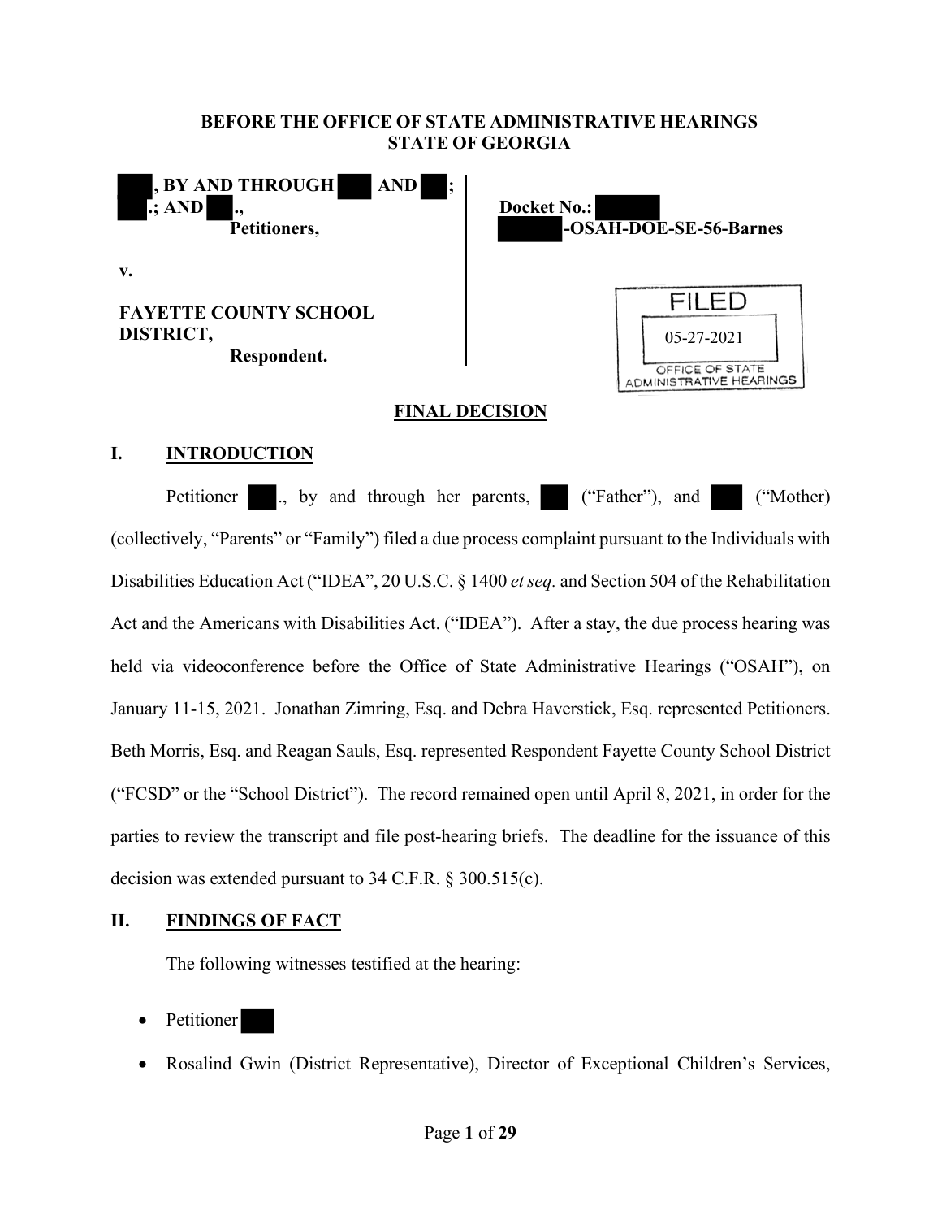**BEFORE THE OFFICE OF STATE ADMINISTRATIVE HEARINGS**
**STATE OF GEORGIA**

| | |
|---|---|
| **, BY AND THROUGH AND ; .; AND .,** **Petitioners,** | **Docket No.: -OSAH-DOE-SE-56-Barnes** |
| **v.** | |
| **FAYETTE COUNTY SCHOOL DISTRICT,** **Respondent.** | FILED 05-27-2021 OFFICE OF STATE ADMINISTRATIVE HEARINGS |

**FINAL DECISION**

## I. INTRODUCTION

Petitioner ., by and through her parents, ("Father"), and ("Mother) (collectively, "Parents" or "Family") filed a due process complaint pursuant to the Individuals with Disabilities Education Act ("IDEA", 20 U.S.C. § 1400 *et seq.* and Section 504 of the Rehabilitation Act and the Americans with Disabilities Act. ("IDEA"). After a stay, the due process hearing was held via videoconference before the Office of State Administrative Hearings ("OSAH"), on January 11-15, 2021. Jonathan Zimring, Esq. and Debra Haverstick, Esq. represented Petitioners. Beth Morris, Esq. and Reagan Sauls, Esq. represented Respondent Fayette County School District ("FCSD" or the "School District"). The record remained open until April 8, 2021, in order for the parties to review the transcript and file post-hearing briefs. The deadline for the issuance of this decision was extended pursuant to 34 C.F.R. § 300.515(c).

## II. FINDINGS OF FACT

The following witnesses testified at the hearing:

- Petitioner
- Rosalind Gwin (District Representative), Director of Exceptional Children's Services,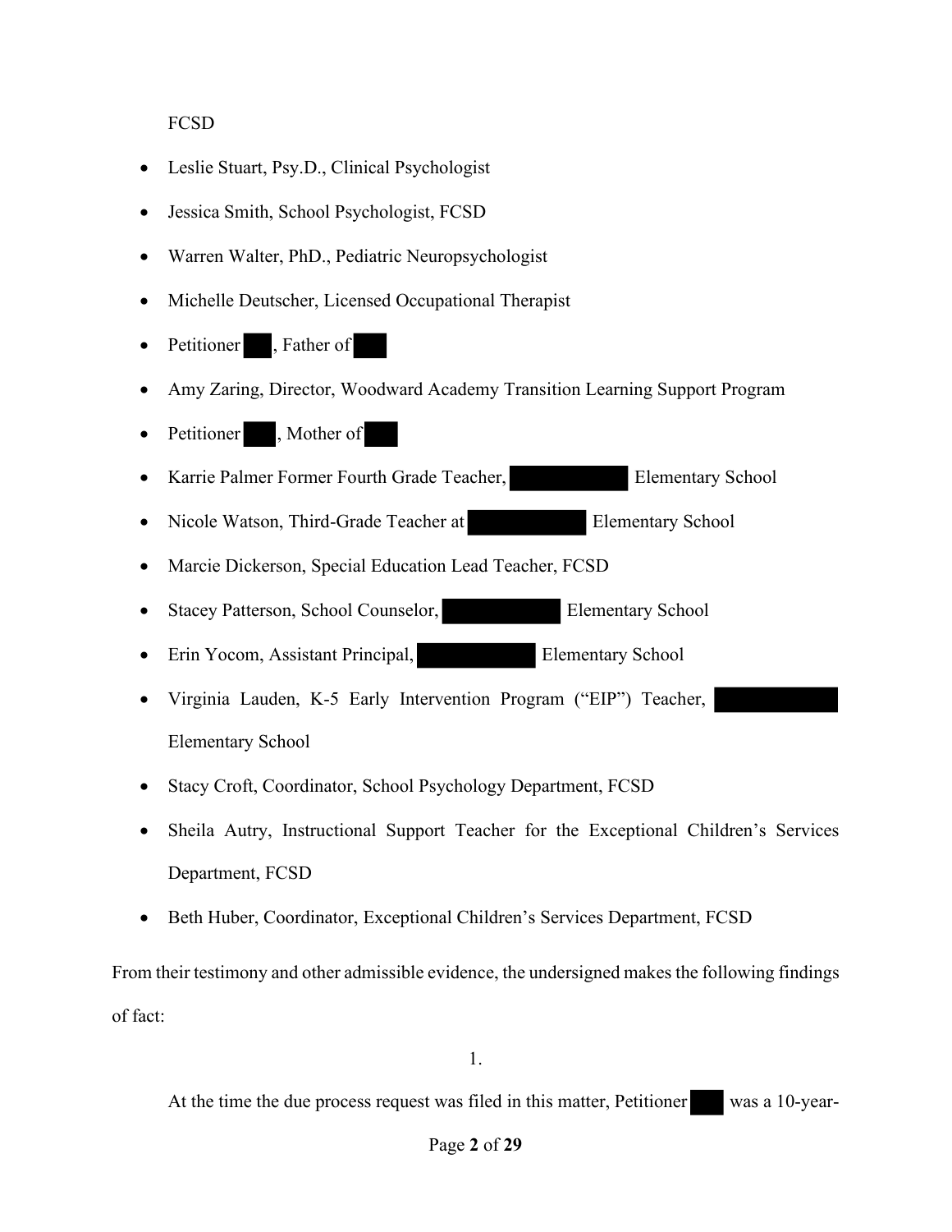FCSD

- Leslie Stuart, Psy.D., Clinical Psychologist
- Jessica Smith, School Psychologist, FCSD
- Warren Walter, PhD., Pediatric Neuropsychologist
- Michelle Deutscher, Licensed Occupational Therapist
- Petitioner ███, Father of ███
- Amy Zaring, Director, Woodward Academy Transition Learning Support Program
- Petitioner ███, Mother of ███
- Karrie Palmer Former Fourth Grade Teacher, ███████ Elementary School
- Nicole Watson, Third-Grade Teacher at ███████ Elementary School
- Marcie Dickerson, Special Education Lead Teacher, FCSD
- Stacey Patterson, School Counselor, ███████ Elementary School
- Erin Yocom, Assistant Principal, ███████ Elementary School
- Virginia Lauden, K-5 Early Intervention Program ("EIP") Teacher, ███████ Elementary School
- Stacy Croft, Coordinator, School Psychology Department, FCSD
- Sheila Autry, Instructional Support Teacher for the Exceptional Children's Services Department, FCSD
- Beth Huber, Coordinator, Exceptional Children's Services Department, FCSD

From their testimony and other admissible evidence, the undersigned makes the following findings of fact:

1.

At the time the due process request was filed in this matter, Petitioner ███ was a 10-year-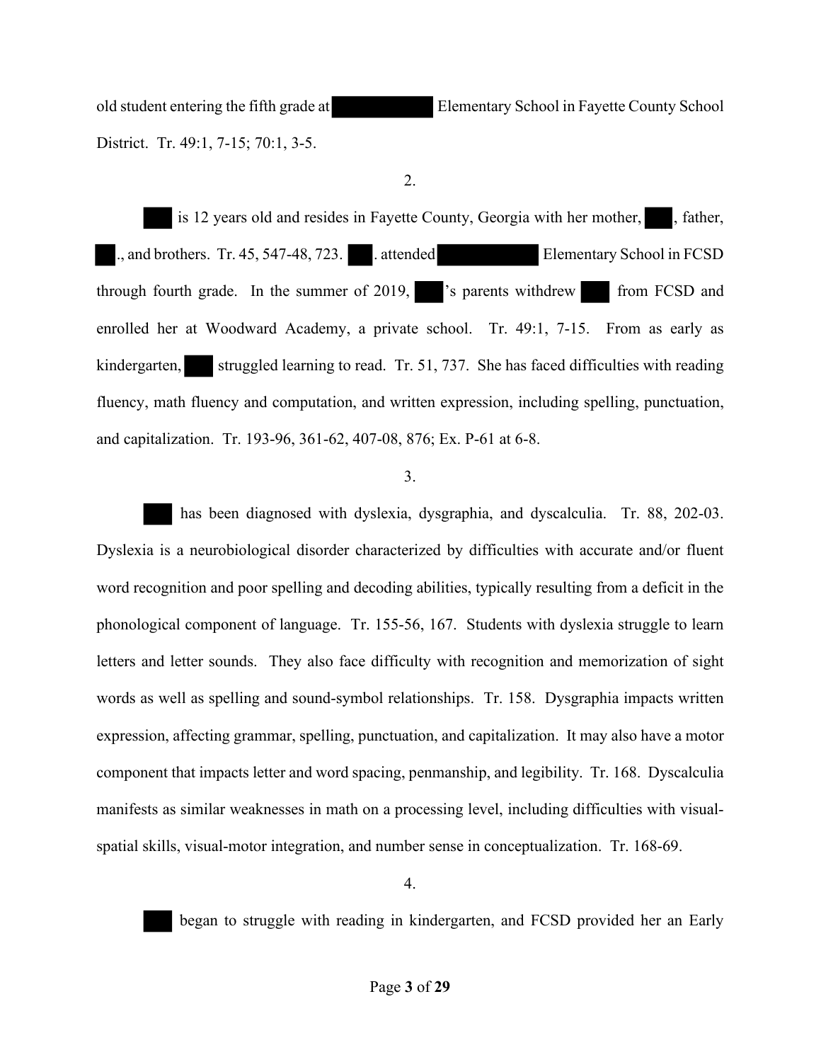old student entering the fifth grade at ██████████ Elementary School in Fayette County School District. Tr. 49:1, 7-15; 70:1, 3-5.

2.

███ is 12 years old and resides in Fayette County, Georgia with her mother, ███, father, ██., and brothers. Tr. 45, 547-48, 723. ███. attended ██████████ Elementary School in FCSD through fourth grade. In the summer of 2019, ███'s parents withdrew ███ from FCSD and enrolled her at Woodward Academy, a private school. Tr. 49:1, 7-15. From as early as kindergarten, ███ struggled learning to read. Tr. 51, 737. She has faced difficulties with reading fluency, math fluency and computation, and written expression, including spelling, punctuation, and capitalization. Tr. 193-96, 361-62, 407-08, 876; Ex. P-61 at 6-8.

3.

███ has been diagnosed with dyslexia, dysgraphia, and dyscalculia. Tr. 88, 202-03. Dyslexia is a neurobiological disorder characterized by difficulties with accurate and/or fluent word recognition and poor spelling and decoding abilities, typically resulting from a deficit in the phonological component of language. Tr. 155-56, 167. Students with dyslexia struggle to learn letters and letter sounds. They also face difficulty with recognition and memorization of sight words as well as spelling and sound-symbol relationships. Tr. 158. Dysgraphia impacts written expression, affecting grammar, spelling, punctuation, and capitalization. It may also have a motor component that impacts letter and word spacing, penmanship, and legibility. Tr. 168. Dyscalculia manifests as similar weaknesses in math on a processing level, including difficulties with visual-spatial skills, visual-motor integration, and number sense in conceptualization. Tr. 168-69.

4.

███ began to struggle with reading in kindergarten, and FCSD provided her an Early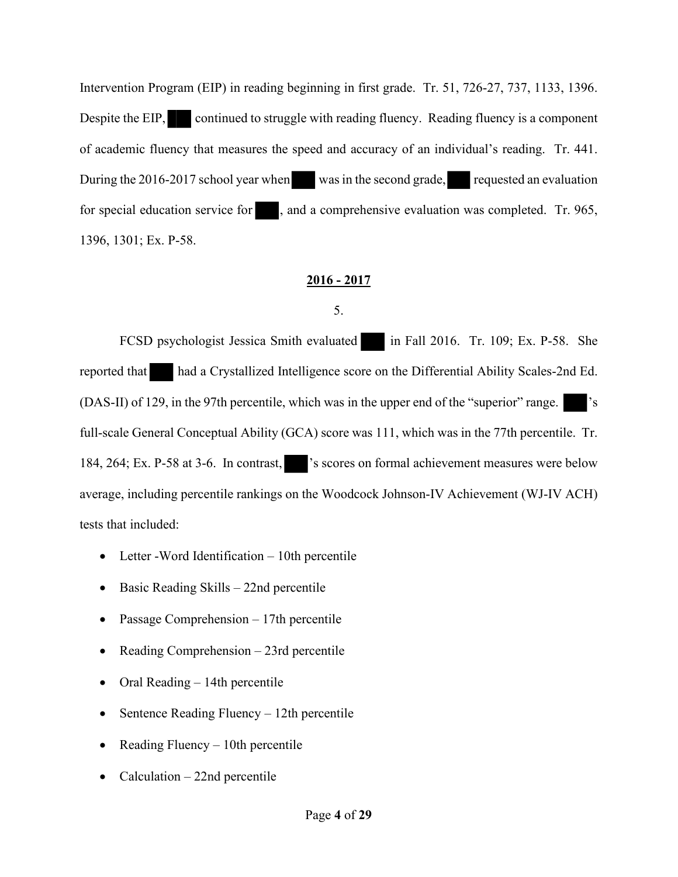Intervention Program (EIP) in reading beginning in first grade. Tr. 51, 726-27, 737, 1133, 1396. Despite the EIP, ███ continued to struggle with reading fluency. Reading fluency is a component of academic fluency that measures the speed and accuracy of an individual's reading. Tr. 441. During the 2016-2017 school year when ███ was in the second grade, ███ requested an evaluation for special education service for ███, and a comprehensive evaluation was completed. Tr. 965, 1396, 1301; Ex. P-58.

**2016 - 2017**

5.

FCSD psychologist Jessica Smith evaluated ███ in Fall 2016. Tr. 109; Ex. P-58. She reported that ███ had a Crystallized Intelligence score on the Differential Ability Scales-2nd Ed. (DAS-II) of 129, in the 97th percentile, which was in the upper end of the "superior" range. ███'s full-scale General Conceptual Ability (GCA) score was 111, which was in the 77th percentile. Tr. 184, 264; Ex. P-58 at 3-6. In contrast, ███'s scores on formal achievement measures were below average, including percentile rankings on the Woodcock Johnson-IV Achievement (WJ-IV ACH) tests that included:

- Letter -Word Identification – 10th percentile
- Basic Reading Skills – 22nd percentile
- Passage Comprehension – 17th percentile
- Reading Comprehension – 23rd percentile
- Oral Reading – 14th percentile
- Sentence Reading Fluency – 12th percentile
- Reading Fluency – 10th percentile
- Calculation – 22nd percentile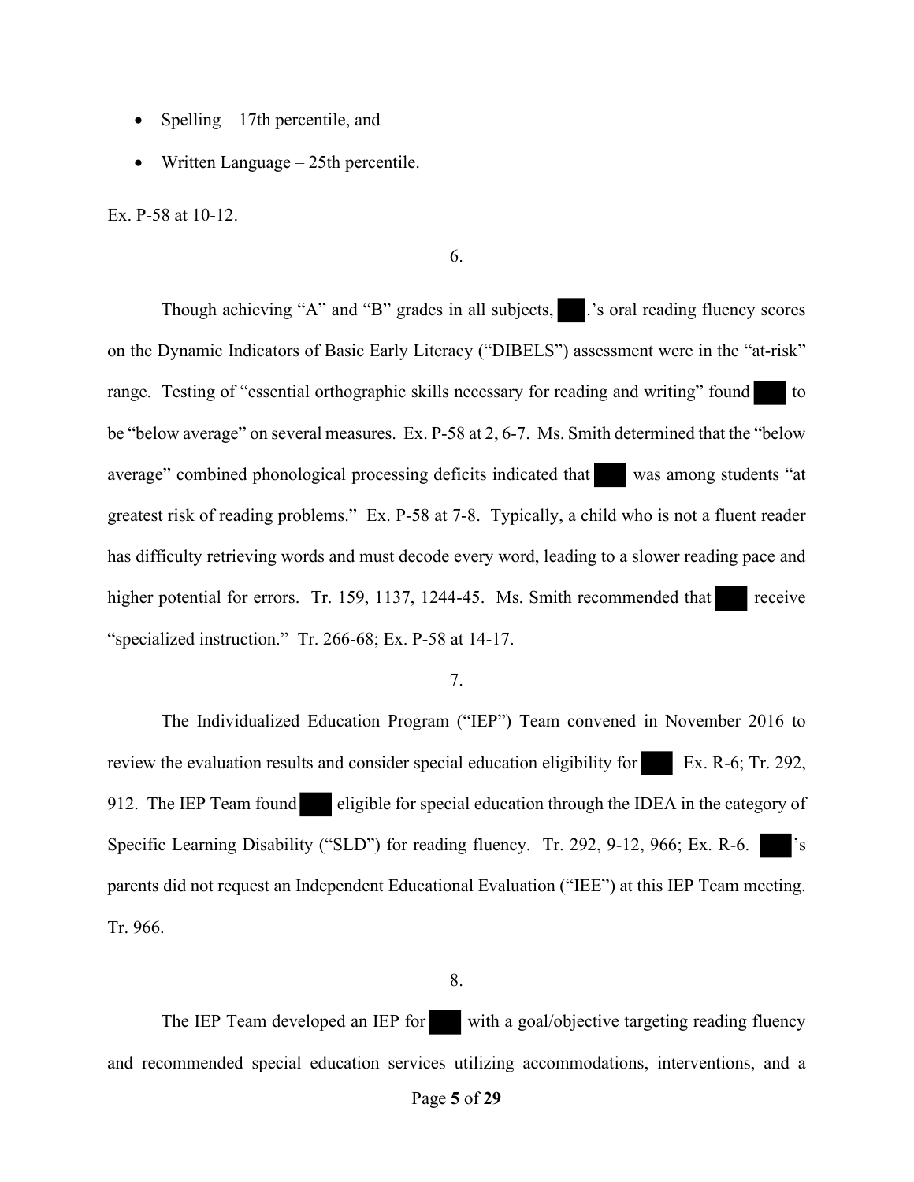- Spelling – 17th percentile, and
- Written Language – 25th percentile.

Ex. P-58 at 10-12.

6.

Though achieving "A" and "B" grades in all subjects, ███.'s oral reading fluency scores on the Dynamic Indicators of Basic Early Literacy ("DIBELS") assessment were in the "at-risk" range. Testing of "essential orthographic skills necessary for reading and writing" found ███ to be "below average" on several measures. Ex. P-58 at 2, 6-7. Ms. Smith determined that the "below average" combined phonological processing deficits indicated that ███ was among students "at greatest risk of reading problems." Ex. P-58 at 7-8. Typically, a child who is not a fluent reader has difficulty retrieving words and must decode every word, leading to a slower reading pace and higher potential for errors. Tr. 159, 1137, 1244-45. Ms. Smith recommended that ███ receive "specialized instruction." Tr. 266-68; Ex. P-58 at 14-17.

7.

The Individualized Education Program ("IEP") Team convened in November 2016 to review the evaluation results and consider special education eligibility for ███ Ex. R-6; Tr. 292, 912. The IEP Team found ███ eligible for special education through the IDEA in the category of Specific Learning Disability ("SLD") for reading fluency. Tr. 292, 9-12, 966; Ex. R-6. ███'s parents did not request an Independent Educational Evaluation ("IEE") at this IEP Team meeting. Tr. 966.

8.

The IEP Team developed an IEP for ███ with a goal/objective targeting reading fluency and recommended special education services utilizing accommodations, interventions, and a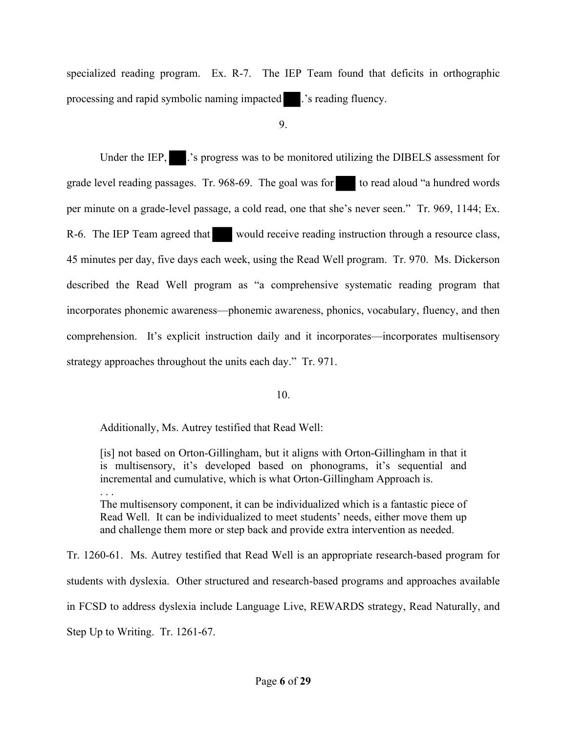specialized reading program. Ex. R-7. The IEP Team found that deficits in orthographic processing and rapid symbolic naming impacted ███.'s reading fluency.

9.

Under the IEP, ███.'s progress was to be monitored utilizing the DIBELS assessment for grade level reading passages. Tr. 968-69. The goal was for ███ to read aloud "a hundred words per minute on a grade-level passage, a cold read, one that she's never seen." Tr. 969, 1144; Ex. R-6. The IEP Team agreed that ███ would receive reading instruction through a resource class, 45 minutes per day, five days each week, using the Read Well program. Tr. 970. Ms. Dickerson described the Read Well program as "a comprehensive systematic reading program that incorporates phonemic awareness—phonemic awareness, phonics, vocabulary, fluency, and then comprehension. It's explicit instruction daily and it incorporates—incorporates multisensory strategy approaches throughout the units each day." Tr. 971.

10.

Additionally, Ms. Autrey testified that Read Well:

> [is] not based on Orton-Gillingham, but it aligns with Orton-Gillingham in that it is multisensory, it's developed based on phonograms, it's sequential and incremental and cumulative, which is what Orton-Gillingham Approach is.
>
> . . .
>
> The multisensory component, it can be individualized which is a fantastic piece of Read Well. It can be individualized to meet students' needs, either move them up and challenge them more or step back and provide extra intervention as needed.

Tr. 1260-61. Ms. Autrey testified that Read Well is an appropriate research-based program for students with dyslexia. Other structured and research-based programs and approaches available in FCSD to address dyslexia include Language Live, REWARDS strategy, Read Naturally, and Step Up to Writing. Tr. 1261-67.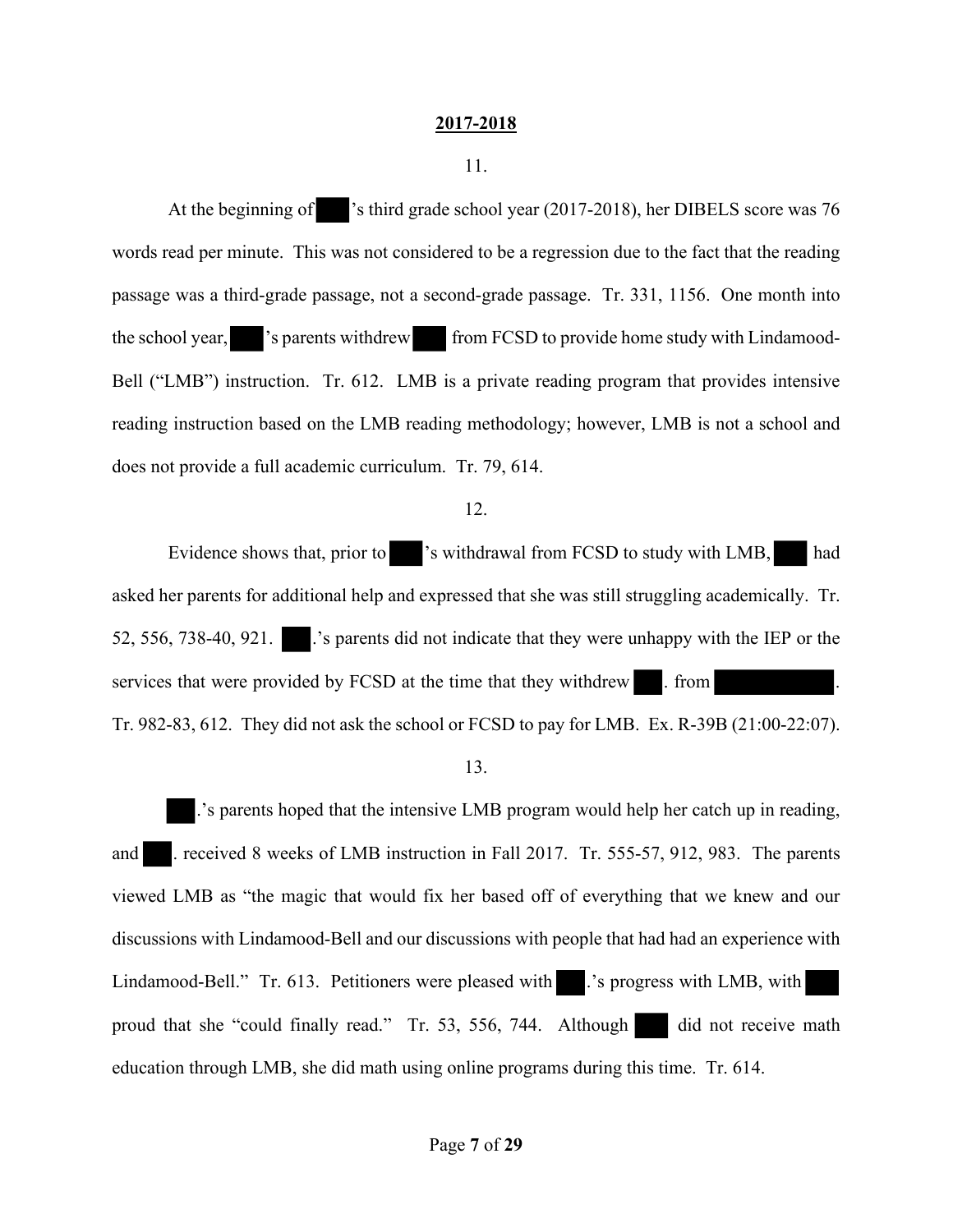**2017-2018**

11.

At the beginning of ███'s third grade school year (2017-2018), her DIBELS score was 76 words read per minute. This was not considered to be a regression due to the fact that the reading passage was a third-grade passage, not a second-grade passage. Tr. 331, 1156. One month into the school year, ███'s parents withdrew ███ from FCSD to provide home study with Lindamood-Bell ("LMB") instruction. Tr. 612. LMB is a private reading program that provides intensive reading instruction based on the LMB reading methodology; however, LMB is not a school and does not provide a full academic curriculum. Tr. 79, 614.

12.

Evidence shows that, prior to ███'s withdrawal from FCSD to study with LMB, ███ had asked her parents for additional help and expressed that she was still struggling academically. Tr. 52, 556, 738-40, 921. ███.'s parents did not indicate that they were unhappy with the IEP or the services that were provided by FCSD at the time that they withdrew ███. from ███████. Tr. 982-83, 612. They did not ask the school or FCSD to pay for LMB. Ex. R-39B (21:00-22:07).

13.

███.'s parents hoped that the intensive LMB program would help her catch up in reading, and ███. received 8 weeks of LMB instruction in Fall 2017. Tr. 555-57, 912, 983. The parents viewed LMB as "the magic that would fix her based off of everything that we knew and our discussions with Lindamood-Bell and our discussions with people that had had an experience with Lindamood-Bell." Tr. 613. Petitioners were pleased with ███.'s progress with LMB, with ███ proud that she "could finally read." Tr. 53, 556, 744. Although ███ did not receive math education through LMB, she did math using online programs during this time. Tr. 614.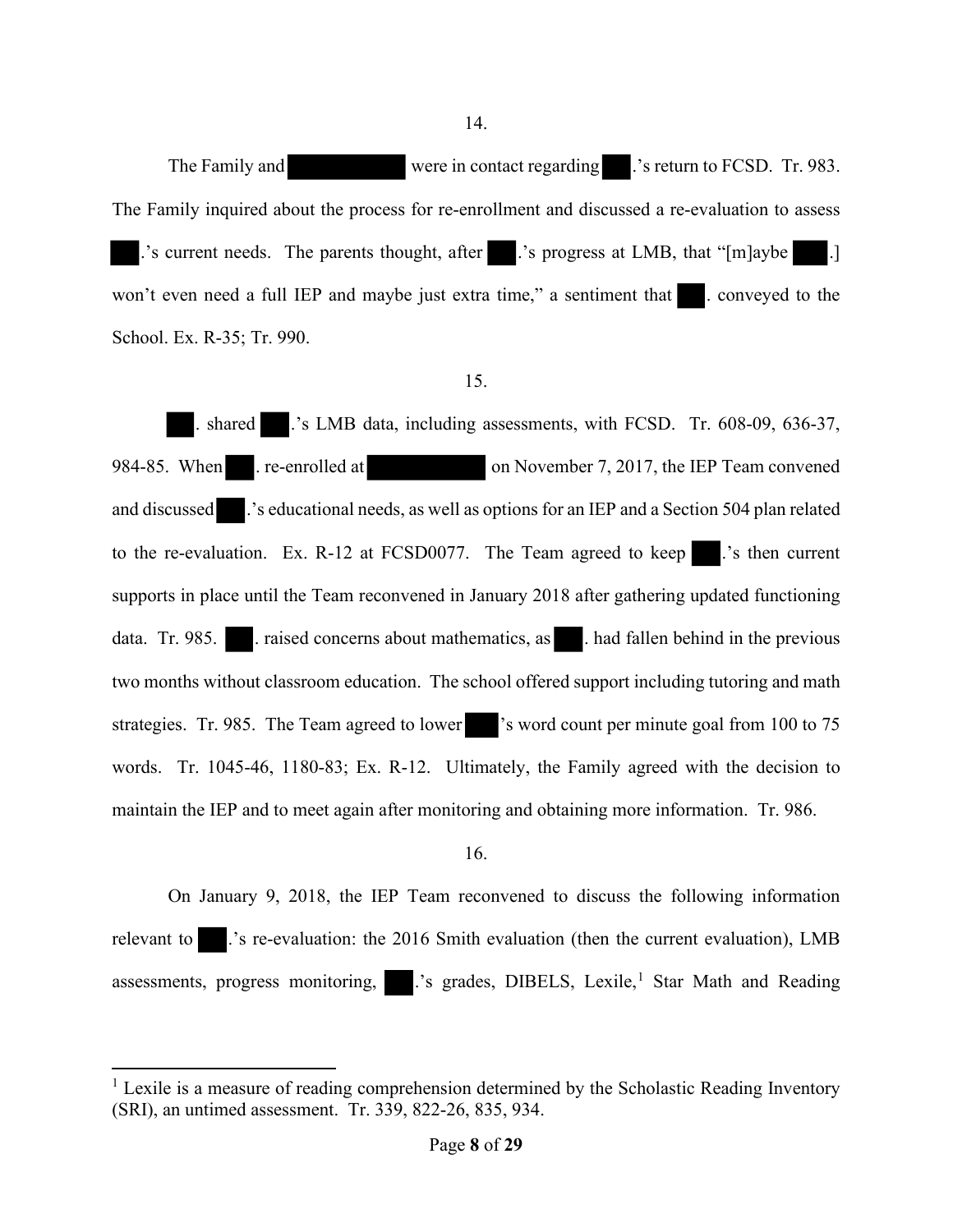14.

The Family and ██████████ were in contact regarding ███.'s return to FCSD. Tr. 983. The Family inquired about the process for re-enrollment and discussed a re-evaluation to assess ███.'s current needs. The parents thought, after ███.'s progress at LMB, that "[m]aybe ███.] won't even need a full IEP and maybe just extra time," a sentiment that ███. conveyed to the School. Ex. R-35; Tr. 990.

15.

███. shared ███.'s LMB data, including assessments, with FCSD. Tr. 608-09, 636-37, 984-85. When ███. re-enrolled at ██████████ on November 7, 2017, the IEP Team convened and discussed ███.'s educational needs, as well as options for an IEP and a Section 504 plan related to the re-evaluation. Ex. R-12 at FCSD0077. The Team agreed to keep ███.'s then current supports in place until the Team reconvened in January 2018 after gathering updated functioning data. Tr. 985. ███. raised concerns about mathematics, as ███. had fallen behind in the previous two months without classroom education. The school offered support including tutoring and math strategies. Tr. 985. The Team agreed to lower ███'s word count per minute goal from 100 to 75 words. Tr. 1045-46, 1180-83; Ex. R-12. Ultimately, the Family agreed with the decision to maintain the IEP and to meet again after monitoring and obtaining more information. Tr. 986.

16.

On January 9, 2018, the IEP Team reconvened to discuss the following information relevant to ███.'s re-evaluation: the 2016 Smith evaluation (then the current evaluation), LMB assessments, progress monitoring, ███.'s grades, DIBELS, Lexile,[1] Star Math and Reading

---

[1] Lexile is a measure of reading comprehension determined by the Scholastic Reading Inventory (SRI), an untimed assessment. Tr. 339, 822-26, 835, 934.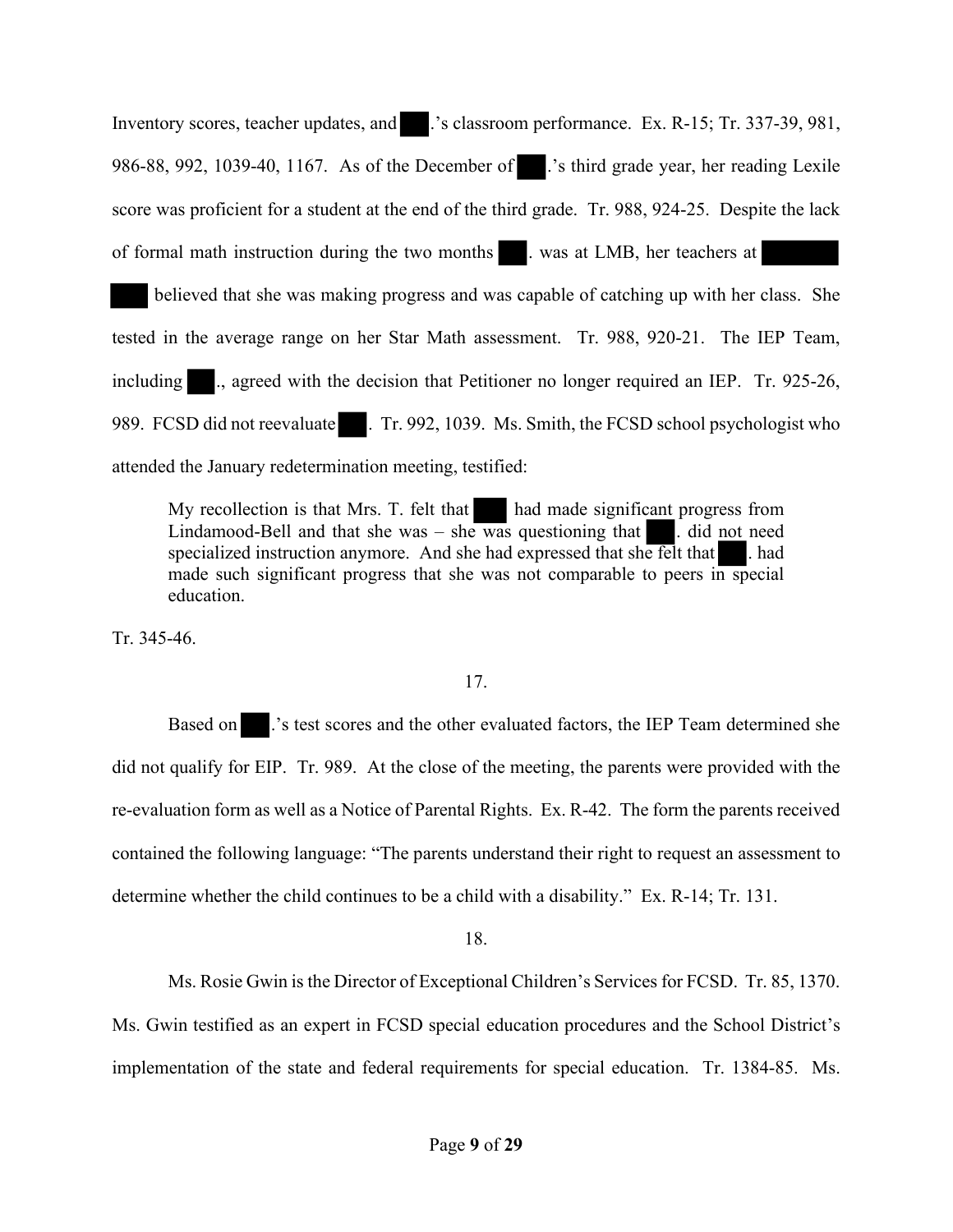Inventory scores, teacher updates, and ███.'s classroom performance. Ex. R-15; Tr. 337-39, 981, 986-88, 992, 1039-40, 1167. As of the December of ███.'s third grade year, her reading Lexile score was proficient for a student at the end of the third grade. Tr. 988, 924-25. Despite the lack of formal math instruction during the two months ███. was at LMB, her teachers at ███████ ███ believed that she was making progress and was capable of catching up with her class. She tested in the average range on her Star Math assessment. Tr. 988, 920-21. The IEP Team, including ███., agreed with the decision that Petitioner no longer required an IEP. Tr. 925-26, 989. FCSD did not reevaluate ███. Tr. 992, 1039. Ms. Smith, the FCSD school psychologist who attended the January redetermination meeting, testified:

> My recollection is that Mrs. T. felt that ███ had made significant progress from Lindamood-Bell and that she was – she was questioning that ███. did not need specialized instruction anymore. And she had expressed that she felt that ███. had made such significant progress that she was not comparable to peers in special education.

Tr. 345-46.

17.

Based on ███.'s test scores and the other evaluated factors, the IEP Team determined she did not qualify for EIP. Tr. 989. At the close of the meeting, the parents were provided with the re-evaluation form as well as a Notice of Parental Rights. Ex. R-42. The form the parents received contained the following language: "The parents understand their right to request an assessment to determine whether the child continues to be a child with a disability." Ex. R-14; Tr. 131.

18.

Ms. Rosie Gwin is the Director of Exceptional Children's Services for FCSD. Tr. 85, 1370. Ms. Gwin testified as an expert in FCSD special education procedures and the School District's implementation of the state and federal requirements for special education. Tr. 1384-85. Ms.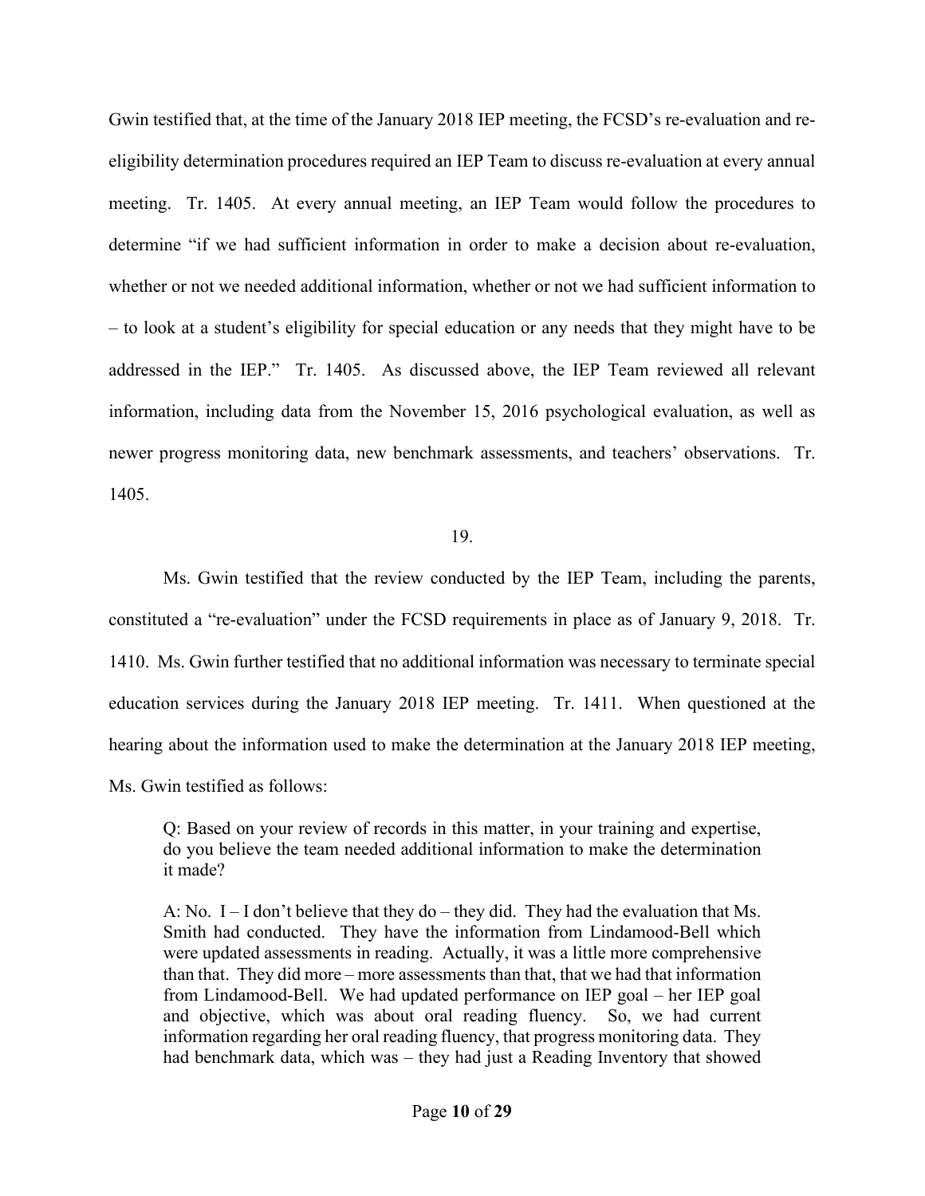Gwin testified that, at the time of the January 2018 IEP meeting, the FCSD's re-evaluation and re-eligibility determination procedures required an IEP Team to discuss re-evaluation at every annual meeting. Tr. 1405. At every annual meeting, an IEP Team would follow the procedures to determine "if we had sufficient information in order to make a decision about re-evaluation, whether or not we needed additional information, whether or not we had sufficient information to – to look at a student's eligibility for special education or any needs that they might have to be addressed in the IEP." Tr. 1405. As discussed above, the IEP Team reviewed all relevant information, including data from the November 15, 2016 psychological evaluation, as well as newer progress monitoring data, new benchmark assessments, and teachers' observations. Tr. 1405.

19.

Ms. Gwin testified that the review conducted by the IEP Team, including the parents, constituted a "re-evaluation" under the FCSD requirements in place as of January 9, 2018. Tr. 1410. Ms. Gwin further testified that no additional information was necessary to terminate special education services during the January 2018 IEP meeting. Tr. 1411. When questioned at the hearing about the information used to make the determination at the January 2018 IEP meeting, Ms. Gwin testified as follows:

> Q: Based on your review of records in this matter, in your training and expertise, do you believe the team needed additional information to make the determination it made?
>
> A: No. I – I don't believe that they do – they did. They had the evaluation that Ms. Smith had conducted. They have the information from Lindamood-Bell which were updated assessments in reading. Actually, it was a little more comprehensive than that. They did more – more assessments than that, that we had that information from Lindamood-Bell. We had updated performance on IEP goal – her IEP goal and objective, which was about oral reading fluency. So, we had current information regarding her oral reading fluency, that progress monitoring data. They had benchmark data, which was – they had just a Reading Inventory that showed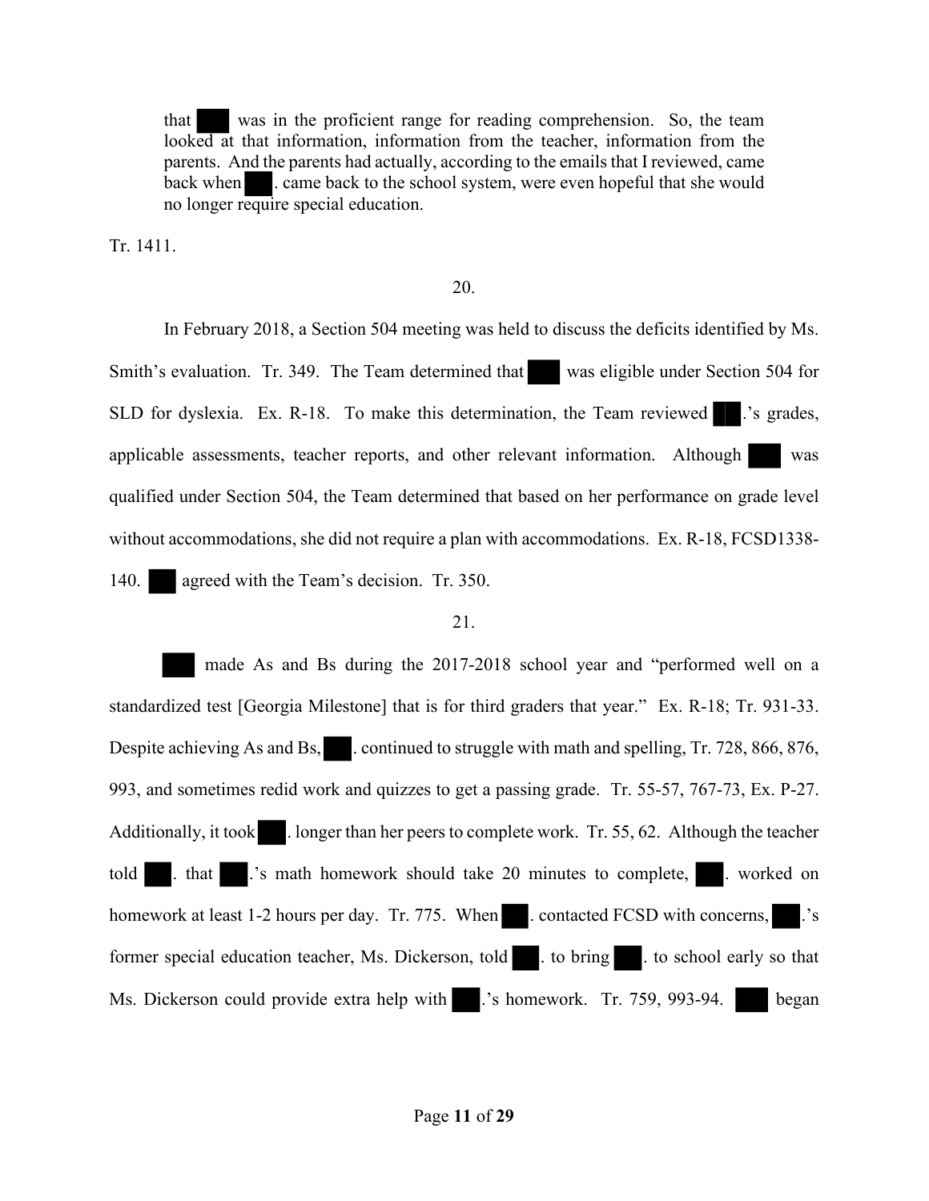> that ███ was in the proficient range for reading comprehension. So, the team looked at that information, information from the teacher, information from the parents. And the parents had actually, according to the emails that I reviewed, came back when ██. came back to the school system, were even hopeful that she would no longer require special education.

Tr. 1411.

20.

In February 2018, a Section 504 meeting was held to discuss the deficits identified by Ms. Smith's evaluation. Tr. 349. The Team determined that ███ was eligible under Section 504 for SLD for dyslexia. Ex. R-18. To make this determination, the Team reviewed ██.'s grades, applicable assessments, teacher reports, and other relevant information. Although ███ was qualified under Section 504, the Team determined that based on her performance on grade level without accommodations, she did not require a plan with accommodations. Ex. R-18, FCSD1338-140. ███ agreed with the Team's decision. Tr. 350.

21.

███ made As and Bs during the 2017-2018 school year and "performed well on a standardized test [Georgia Milestone] that is for third graders that year." Ex. R-18; Tr. 931-33. Despite achieving As and Bs, ██. continued to struggle with math and spelling, Tr. 728, 866, 876, 993, and sometimes redid work and quizzes to get a passing grade. Tr. 55-57, 767-73, Ex. P-27. Additionally, it took ██. longer than her peers to complete work. Tr. 55, 62. Although the teacher told ██. that ██.'s math homework should take 20 minutes to complete, ██. worked on homework at least 1-2 hours per day. Tr. 775. When ██. contacted FCSD with concerns, ██.'s former special education teacher, Ms. Dickerson, told ██. to bring ██. to school early so that Ms. Dickerson could provide extra help with ██.'s homework. Tr. 759, 993-94. ███ began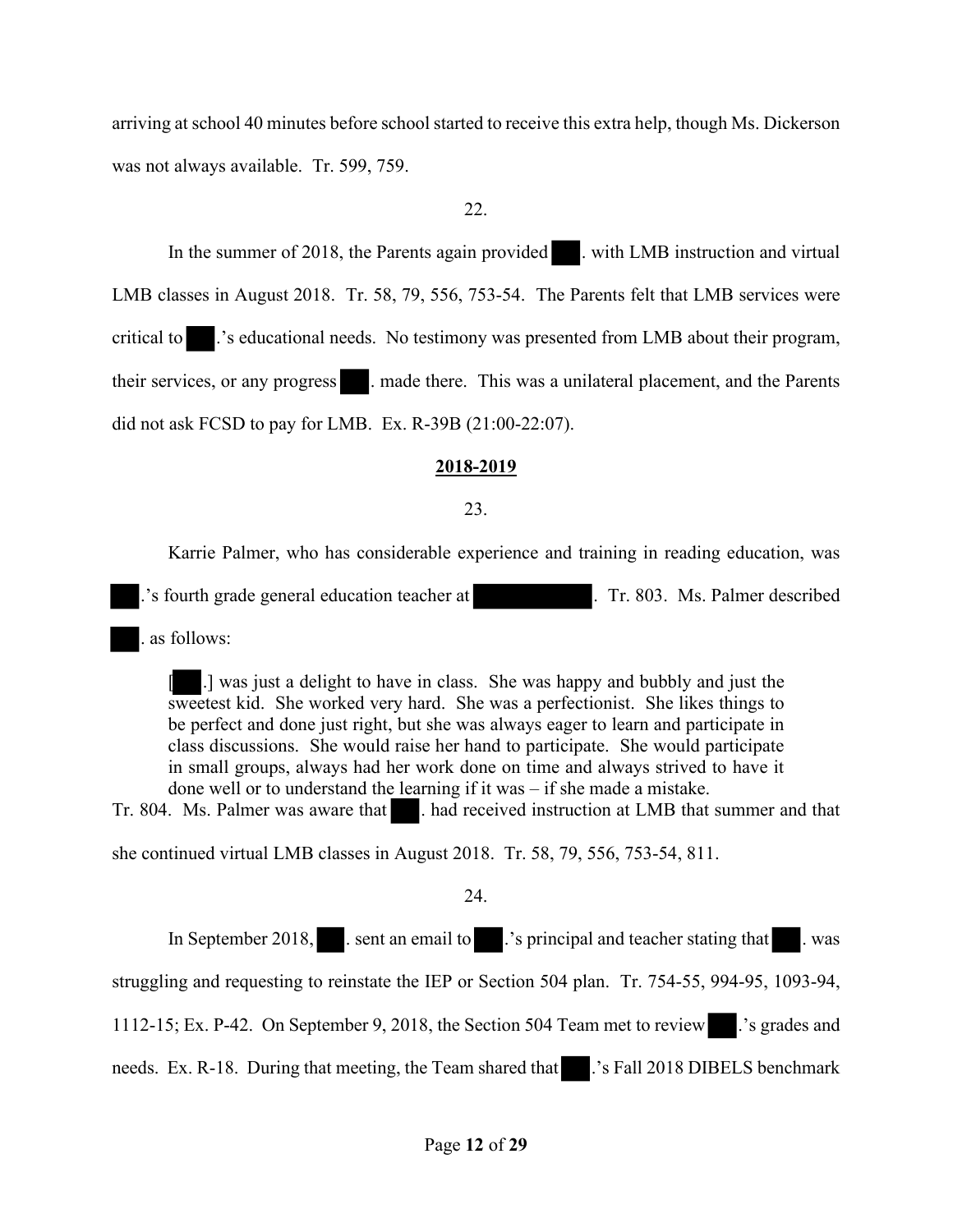arriving at school 40 minutes before school started to receive this extra help, though Ms. Dickerson was not always available. Tr. 599, 759.

22.

In the summer of 2018, the Parents again provided ███. with LMB instruction and virtual LMB classes in August 2018. Tr. 58, 79, 556, 753-54. The Parents felt that LMB services were critical to ███.'s educational needs. No testimony was presented from LMB about their program, their services, or any progress ███. made there. This was a unilateral placement, and the Parents did not ask FCSD to pay for LMB. Ex. R-39B (21:00-22:07).

**2018-2019**

23.

Karrie Palmer, who has considerable experience and training in reading education, was ███.'s fourth grade general education teacher at ██████████. Tr. 803. Ms. Palmer described ███. as follows:

> [███.] was just a delight to have in class. She was happy and bubbly and just the sweetest kid. She worked very hard. She was a perfectionist. She likes things to be perfect and done just right, but she was always eager to learn and participate in class discussions. She would raise her hand to participate. She would participate in small groups, always had her work done on time and always strived to have it done well or to understand the learning if it was – if she made a mistake.

Tr. 804. Ms. Palmer was aware that ███. had received instruction at LMB that summer and that she continued virtual LMB classes in August 2018. Tr. 58, 79, 556, 753-54, 811.

24.

In September 2018, ███. sent an email to ███.'s principal and teacher stating that ███. was struggling and requesting to reinstate the IEP or Section 504 plan. Tr. 754-55, 994-95, 1093-94, 1112-15; Ex. P-42. On September 9, 2018, the Section 504 Team met to review ███.'s grades and needs. Ex. R-18. During that meeting, the Team shared that ███.'s Fall 2018 DIBELS benchmark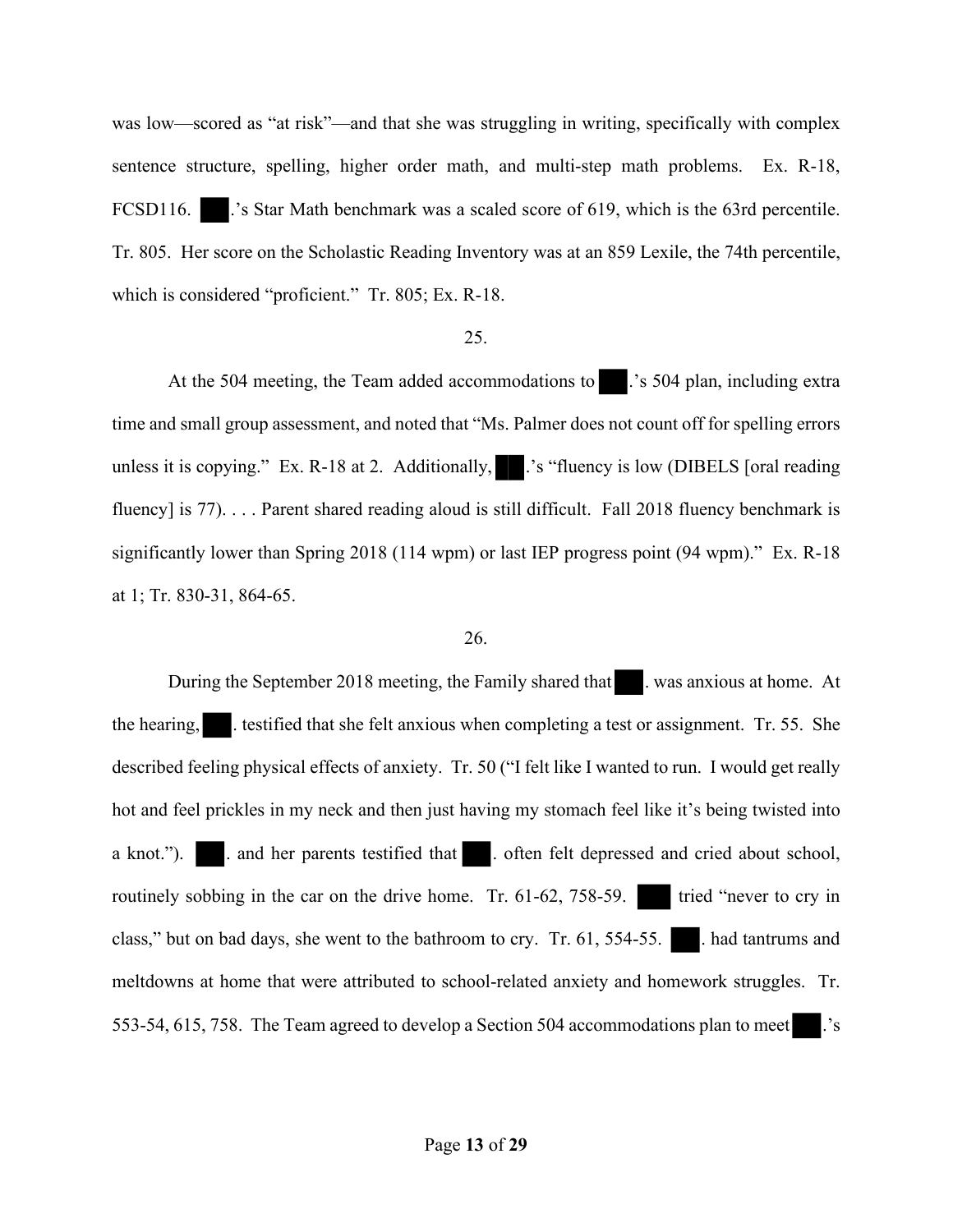was low—scored as "at risk"—and that she was struggling in writing, specifically with complex sentence structure, spelling, higher order math, and multi-step math problems. Ex. R-18, FCSD116. ███.'s Star Math benchmark was a scaled score of 619, which is the 63rd percentile. Tr. 805. Her score on the Scholastic Reading Inventory was at an 859 Lexile, the 74th percentile, which is considered "proficient." Tr. 805; Ex. R-18.

25.

At the 504 meeting, the Team added accommodations to ███.'s 504 plan, including extra time and small group assessment, and noted that "Ms. Palmer does not count off for spelling errors unless it is copying." Ex. R-18 at 2. Additionally, ███.'s "fluency is low (DIBELS [oral reading fluency] is 77). . . . Parent shared reading aloud is still difficult. Fall 2018 fluency benchmark is significantly lower than Spring 2018 (114 wpm) or last IEP progress point (94 wpm)." Ex. R-18 at 1; Tr. 830-31, 864-65.

26.

During the September 2018 meeting, the Family shared that ███. was anxious at home. At the hearing, ███. testified that she felt anxious when completing a test or assignment. Tr. 55. She described feeling physical effects of anxiety. Tr. 50 ("I felt like I wanted to run. I would get really hot and feel prickles in my neck and then just having my stomach feel like it's being twisted into a knot."). ███. and her parents testified that ███. often felt depressed and cried about school, routinely sobbing in the car on the drive home. Tr. 61-62, 758-59. ███ tried "never to cry in class," but on bad days, she went to the bathroom to cry. Tr. 61, 554-55. ███. had tantrums and meltdowns at home that were attributed to school-related anxiety and homework struggles. Tr. 553-54, 615, 758. The Team agreed to develop a Section 504 accommodations plan to meet ███.'s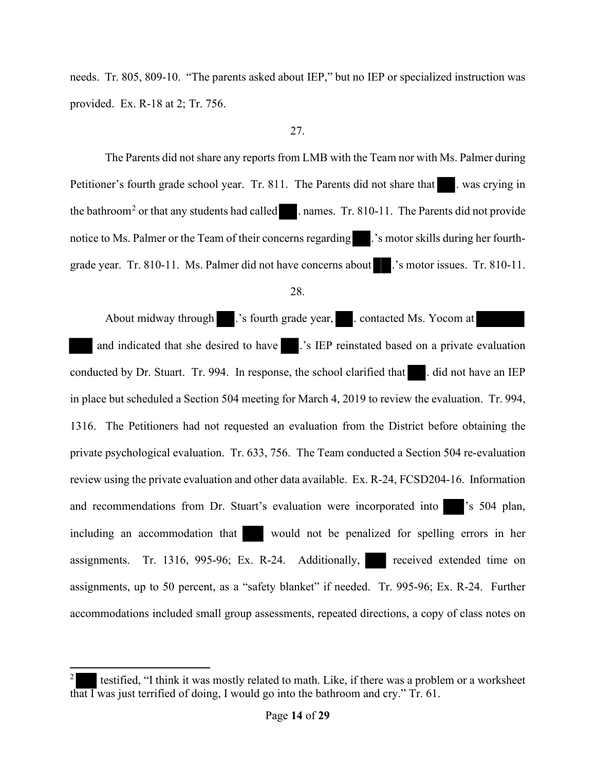needs. Tr. 805, 809-10. "The parents asked about IEP," but no IEP or specialized instruction was provided. Ex. R-18 at 2; Tr. 756.

27.

The Parents did not share any reports from LMB with the Team nor with Ms. Palmer during Petitioner's fourth grade school year. Tr. 811. The Parents did not share that ███. was crying in the bathroom[2] or that any students had called ███. names. Tr. 810-11. The Parents did not provide notice to Ms. Palmer or the Team of their concerns regarding ███.'s motor skills during her fourth-grade year. Tr. 810-11. Ms. Palmer did not have concerns about ███.'s motor issues. Tr. 810-11.

28.

About midway through ███.'s fourth grade year, ███. contacted Ms. Yocom at ███ ███ and indicated that she desired to have ███.'s IEP reinstated based on a private evaluation conducted by Dr. Stuart. Tr. 994. In response, the school clarified that ███. did not have an IEP in place but scheduled a Section 504 meeting for March 4, 2019 to review the evaluation. Tr. 994, 1316. The Petitioners had not requested an evaluation from the District before obtaining the private psychological evaluation. Tr. 633, 756. The Team conducted a Section 504 re-evaluation review using the private evaluation and other data available. Ex. R-24, FCSD204-16. Information and recommendations from Dr. Stuart's evaluation were incorporated into ███'s 504 plan, including an accommodation that ███ would not be penalized for spelling errors in her assignments. Tr. 1316, 995-96; Ex. R-24. Additionally, ███ received extended time on assignments, up to 50 percent, as a "safety blanket" if needed. Tr. 995-96; Ex. R-24. Further accommodations included small group assessments, repeated directions, a copy of class notes on

---

[2] ███ testified, "I think it was mostly related to math. Like, if there was a problem or a worksheet that I was just terrified of doing, I would go into the bathroom and cry." Tr. 61.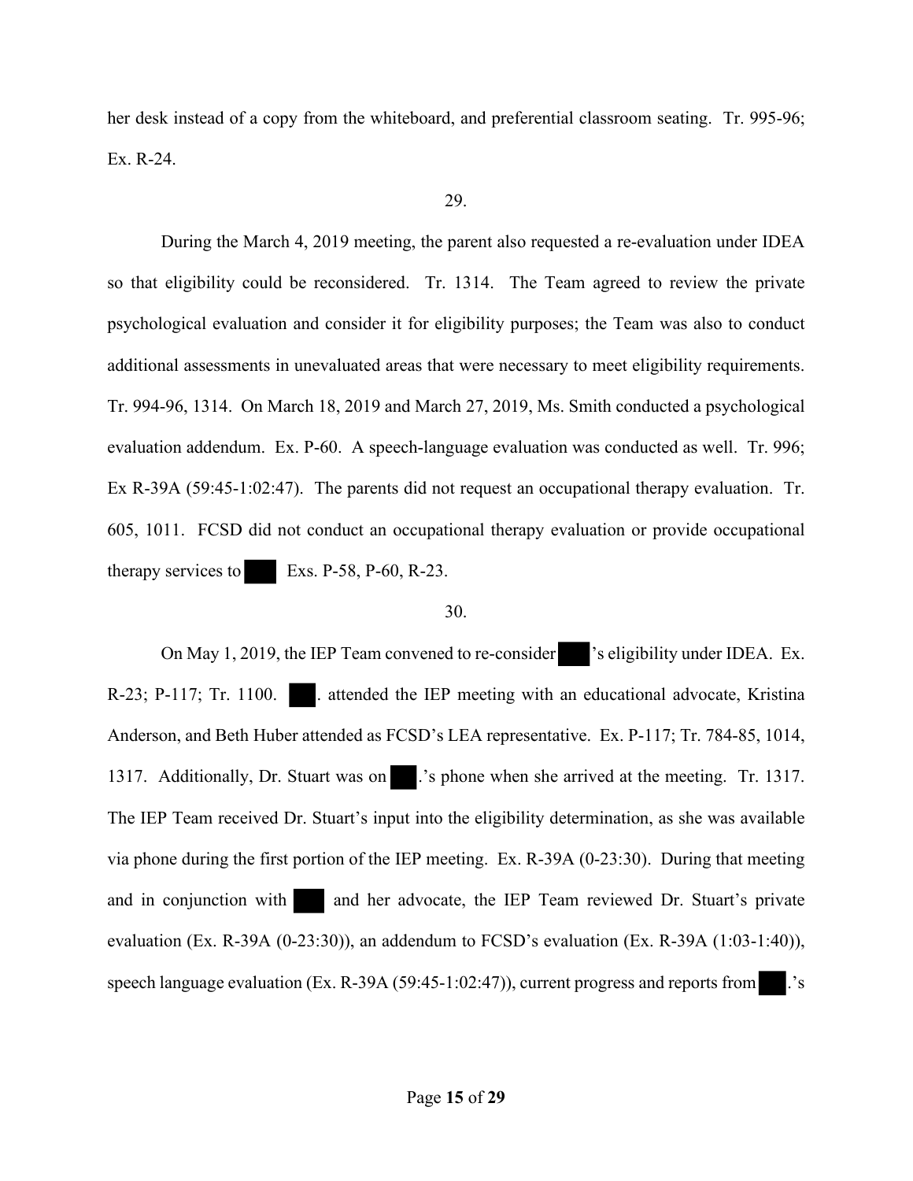her desk instead of a copy from the whiteboard, and preferential classroom seating. Tr. 995-96; Ex. R-24.

29.

During the March 4, 2019 meeting, the parent also requested a re-evaluation under IDEA so that eligibility could be reconsidered. Tr. 1314. The Team agreed to review the private psychological evaluation and consider it for eligibility purposes; the Team was also to conduct additional assessments in unevaluated areas that were necessary to meet eligibility requirements. Tr. 994-96, 1314. On March 18, 2019 and March 27, 2019, Ms. Smith conducted a psychological evaluation addendum. Ex. P-60. A speech-language evaluation was conducted as well. Tr. 996; Ex R-39A (59:45-1:02:47). The parents did not request an occupational therapy evaluation. Tr. 605, 1011. FCSD did not conduct an occupational therapy evaluation or provide occupational therapy services to ███ Exs. P-58, P-60, R-23.

30.

On May 1, 2019, the IEP Team convened to re-consider ███'s eligibility under IDEA. Ex. R-23; P-117; Tr. 1100. ███. attended the IEP meeting with an educational advocate, Kristina Anderson, and Beth Huber attended as FCSD's LEA representative. Ex. P-117; Tr. 784-85, 1014, 1317. Additionally, Dr. Stuart was on ███.'s phone when she arrived at the meeting. Tr. 1317. The IEP Team received Dr. Stuart's input into the eligibility determination, as she was available via phone during the first portion of the IEP meeting. Ex. R-39A (0-23:30). During that meeting and in conjunction with ███ and her advocate, the IEP Team reviewed Dr. Stuart's private evaluation (Ex. R-39A (0-23:30)), an addendum to FCSD's evaluation (Ex. R-39A (1:03-1:40)), speech language evaluation (Ex. R-39A (59:45-1:02:47)), current progress and reports from ███.'s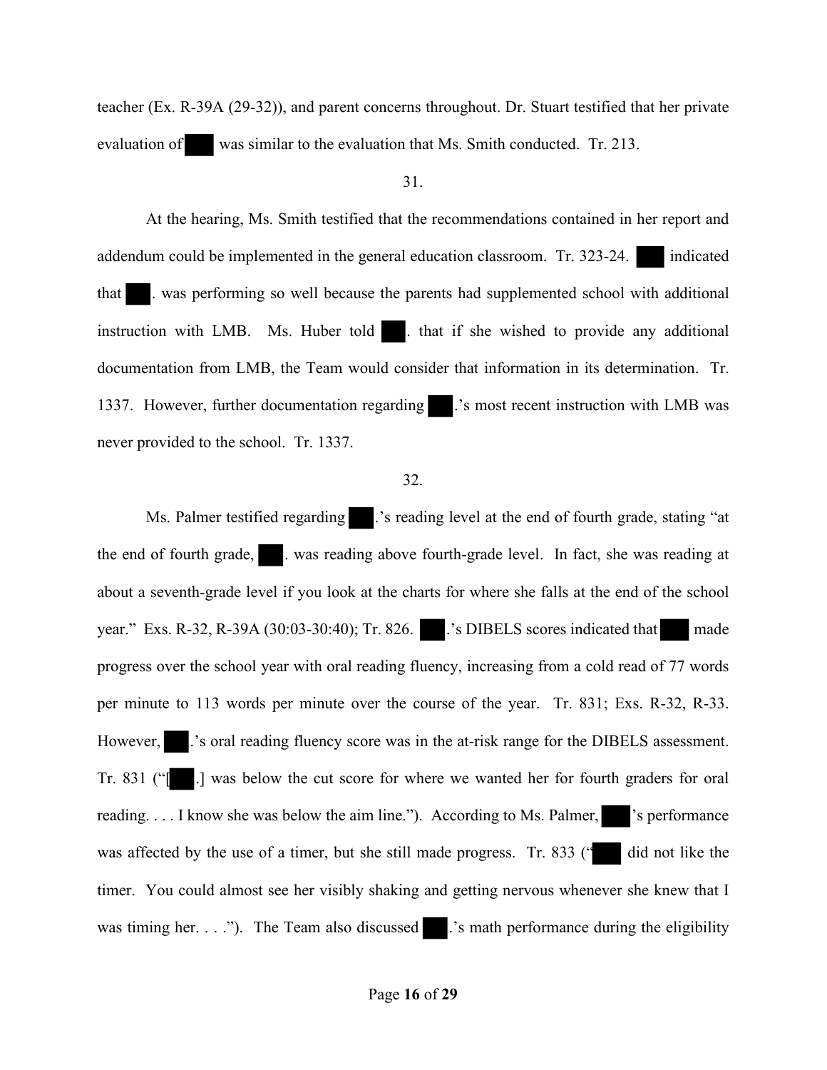teacher (Ex. R-39A (29-32)), and parent concerns throughout. Dr. Stuart testified that her private evaluation of ███ was similar to the evaluation that Ms. Smith conducted. Tr. 213.

31.

At the hearing, Ms. Smith testified that the recommendations contained in her report and addendum could be implemented in the general education classroom. Tr. 323-24. ███ indicated that ███. was performing so well because the parents had supplemented school with additional instruction with LMB. Ms. Huber told ███. that if she wished to provide any additional documentation from LMB, the Team would consider that information in its determination. Tr. 1337. However, further documentation regarding ███.'s most recent instruction with LMB was never provided to the school. Tr. 1337.

32.

Ms. Palmer testified regarding ███.'s reading level at the end of fourth grade, stating "at the end of fourth grade, ███. was reading above fourth-grade level. In fact, she was reading at about a seventh-grade level if you look at the charts for where she falls at the end of the school year." Exs. R-32, R-39A (30:03-30:40); Tr. 826. ███.'s DIBELS scores indicated that ███ made progress over the school year with oral reading fluency, increasing from a cold read of 77 words per minute to 113 words per minute over the course of the year. Tr. 831; Exs. R-32, R-33. However, ███.'s oral reading fluency score was in the at-risk range for the DIBELS assessment. Tr. 831 ("[███.] was below the cut score for where we wanted her for fourth graders for oral reading. . . . I know she was below the aim line."). According to Ms. Palmer, ███'s performance was affected by the use of a timer, but she still made progress. Tr. 833 ("███ did not like the timer. You could almost see her visibly shaking and getting nervous whenever she knew that I was timing her. . . ."). The Team also discussed ███.'s math performance during the eligibility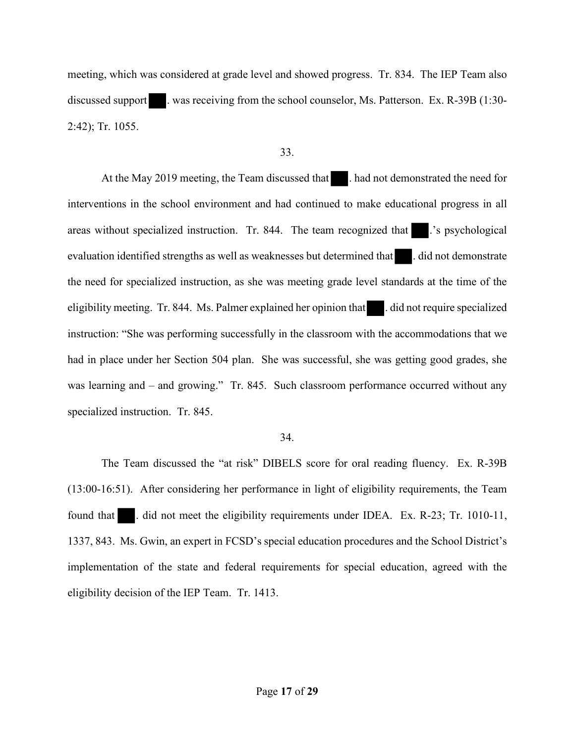meeting, which was considered at grade level and showed progress. Tr. 834. The IEP Team also discussed support ███. was receiving from the school counselor, Ms. Patterson. Ex. R-39B (1:30-2:42); Tr. 1055.

33.

At the May 2019 meeting, the Team discussed that ███. had not demonstrated the need for interventions in the school environment and had continued to make educational progress in all areas without specialized instruction. Tr. 844. The team recognized that ███.'s psychological evaluation identified strengths as well as weaknesses but determined that ███. did not demonstrate the need for specialized instruction, as she was meeting grade level standards at the time of the eligibility meeting. Tr. 844. Ms. Palmer explained her opinion that ███. did not require specialized instruction: "She was performing successfully in the classroom with the accommodations that we had in place under her Section 504 plan. She was successful, she was getting good grades, she was learning and – and growing." Tr. 845. Such classroom performance occurred without any specialized instruction. Tr. 845.

34.

The Team discussed the "at risk" DIBELS score for oral reading fluency. Ex. R-39B (13:00-16:51). After considering her performance in light of eligibility requirements, the Team found that ███. did not meet the eligibility requirements under IDEA. Ex. R-23; Tr. 1010-11, 1337, 843. Ms. Gwin, an expert in FCSD's special education procedures and the School District's implementation of the state and federal requirements for special education, agreed with the eligibility decision of the IEP Team. Tr. 1413.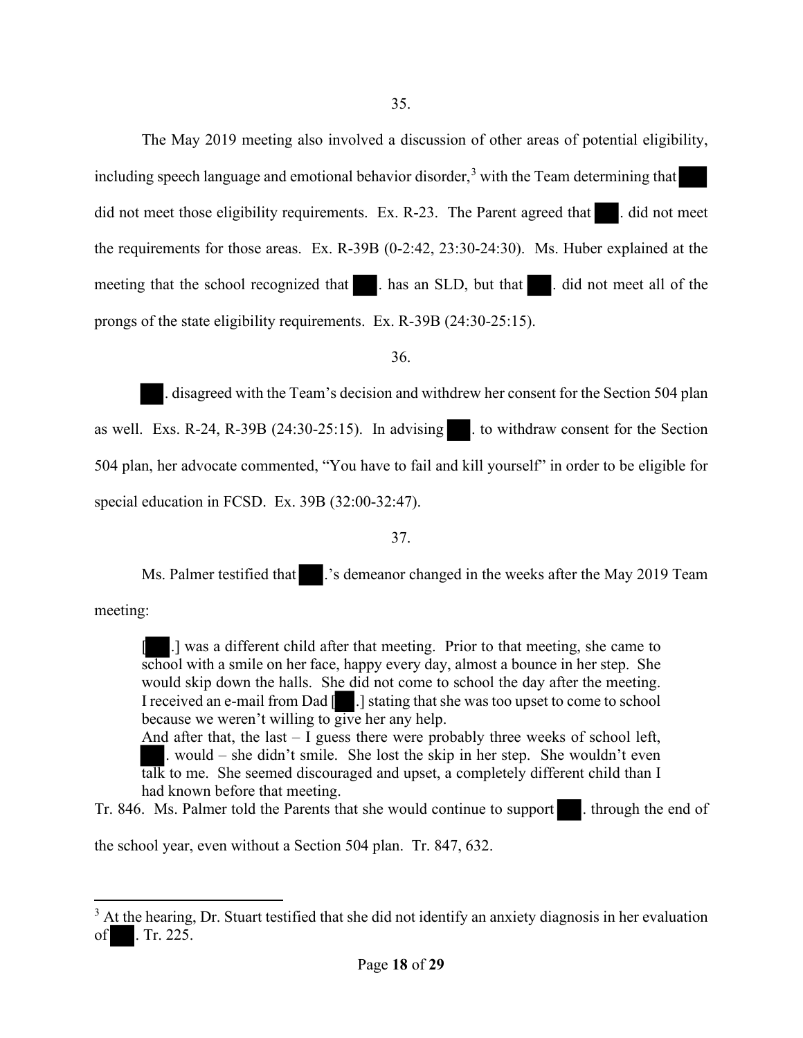35.

The May 2019 meeting also involved a discussion of other areas of potential eligibility, including speech language and emotional behavior disorder,[3] with the Team determining that ███ did not meet those eligibility requirements. Ex. R-23. The Parent agreed that ██. did not meet the requirements for those areas. Ex. R-39B (0-2:42, 23:30-24:30). Ms. Huber explained at the meeting that the school recognized that ██. has an SLD, but that ██. did not meet all of the prongs of the state eligibility requirements. Ex. R-39B (24:30-25:15).

36.

██. disagreed with the Team's decision and withdrew her consent for the Section 504 plan as well. Exs. R-24, R-39B (24:30-25:15). In advising ██. to withdraw consent for the Section 504 plan, her advocate commented, "You have to fail and kill yourself" in order to be eligible for special education in FCSD. Ex. 39B (32:00-32:47).

37.

Ms. Palmer testified that ██.'s demeanor changed in the weeks after the May 2019 Team meeting:

> [██.] was a different child after that meeting. Prior to that meeting, she came to school with a smile on her face, happy every day, almost a bounce in her step. She would skip down the halls. She did not come to school the day after the meeting. I received an e-mail from Dad [██.] stating that she was too upset to come to school because we weren't willing to give her any help.
> And after that, the last – I guess there were probably three weeks of school left, ██. would – she didn't smile. She lost the skip in her step. She wouldn't even talk to me. She seemed discouraged and upset, a completely different child than I had known before that meeting.

Tr. 846. Ms. Palmer told the Parents that she would continue to support ██. through the end of the school year, even without a Section 504 plan. Tr. 847, 632.

---

[3] At the hearing, Dr. Stuart testified that she did not identify an anxiety diagnosis in her evaluation of ██. Tr. 225.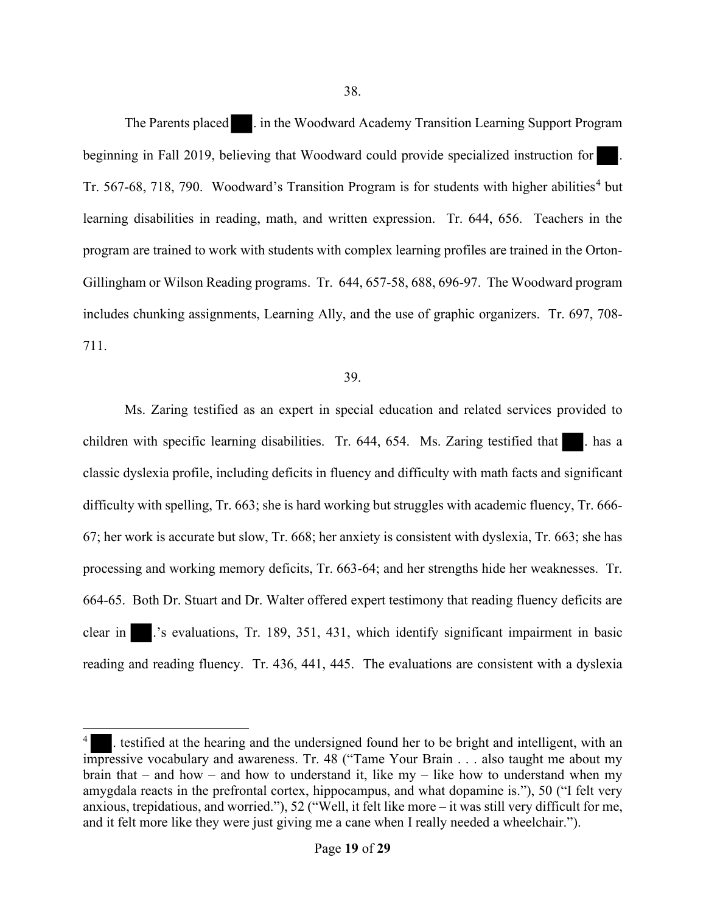38.

The Parents placed ███. in the Woodward Academy Transition Learning Support Program beginning in Fall 2019, believing that Woodward could provide specialized instruction for ███. Tr. 567-68, 718, 790. Woodward's Transition Program is for students with higher abilities[4] but learning disabilities in reading, math, and written expression. Tr. 644, 656. Teachers in the program are trained to work with students with complex learning profiles are trained in the Orton-Gillingham or Wilson Reading programs. Tr. 644, 657-58, 688, 696-97. The Woodward program includes chunking assignments, Learning Ally, and the use of graphic organizers. Tr. 697, 708-711.

39.

Ms. Zaring testified as an expert in special education and related services provided to children with specific learning disabilities. Tr. 644, 654. Ms. Zaring testified that ███. has a classic dyslexia profile, including deficits in fluency and difficulty with math facts and significant difficulty with spelling, Tr. 663; she is hard working but struggles with academic fluency, Tr. 666-67; her work is accurate but slow, Tr. 668; her anxiety is consistent with dyslexia, Tr. 663; she has processing and working memory deficits, Tr. 663-64; and her strengths hide her weaknesses. Tr. 664-65. Both Dr. Stuart and Dr. Walter offered expert testimony that reading fluency deficits are clear in ███.'s evaluations, Tr. 189, 351, 431, which identify significant impairment in basic reading and reading fluency. Tr. 436, 441, 445. The evaluations are consistent with a dyslexia

[4] ███. testified at the hearing and the undersigned found her to be bright and intelligent, with an impressive vocabulary and awareness. Tr. 48 ("Tame Your Brain . . . also taught me about my brain that – and how – and how to understand it, like my – like how to understand when my amygdala reacts in the prefrontal cortex, hippocampus, and what dopamine is."), 50 ("I felt very anxious, trepidatious, and worried."), 52 ("Well, it felt like more – it was still very difficult for me, and it felt more like they were just giving me a cane when I really needed a wheelchair.").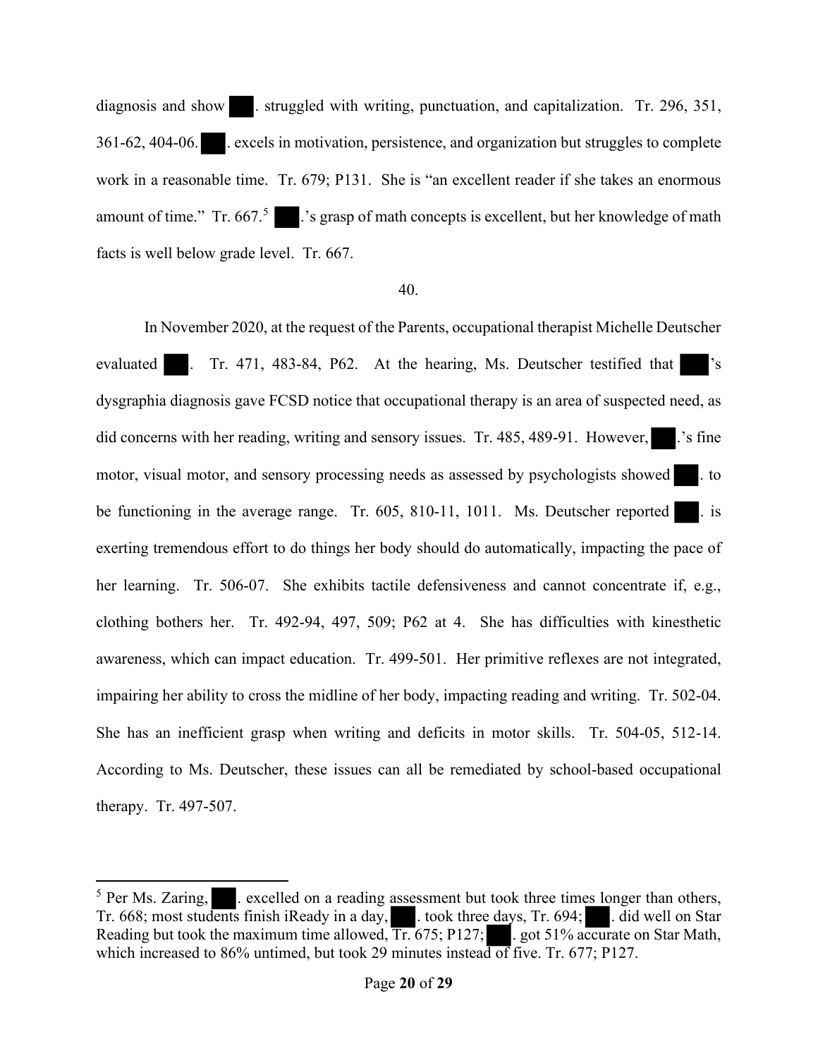diagnosis and show ███. struggled with writing, punctuation, and capitalization. Tr. 296, 351, 361-62, 404-06. ███. excels in motivation, persistence, and organization but struggles to complete work in a reasonable time. Tr. 679; P131. She is "an excellent reader if she takes an enormous amount of time." Tr. 667.[5] ███.'s grasp of math concepts is excellent, but her knowledge of math facts is well below grade level. Tr. 667.

40.

In November 2020, at the request of the Parents, occupational therapist Michelle Deutscher evaluated ███. Tr. 471, 483-84, P62. At the hearing, Ms. Deutscher testified that ███'s dysgraphia diagnosis gave FCSD notice that occupational therapy is an area of suspected need, as did concerns with her reading, writing and sensory issues. Tr. 485, 489-91. However, ███.'s fine motor, visual motor, and sensory processing needs as assessed by psychologists showed ███. to be functioning in the average range. Tr. 605, 810-11, 1011. Ms. Deutscher reported ███. is exerting tremendous effort to do things her body should do automatically, impacting the pace of her learning. Tr. 506-07. She exhibits tactile defensiveness and cannot concentrate if, e.g., clothing bothers her. Tr. 492-94, 497, 509; P62 at 4. She has difficulties with kinesthetic awareness, which can impact education. Tr. 499-501. Her primitive reflexes are not integrated, impairing her ability to cross the midline of her body, impacting reading and writing. Tr. 502-04. She has an inefficient grasp when writing and deficits in motor skills. Tr. 504-05, 512-14. According to Ms. Deutscher, these issues can all be remediated by school-based occupational therapy. Tr. 497-507.

---

[5] Per Ms. Zaring, ███. excelled on a reading assessment but took three times longer than others, Tr. 668; most students finish iReady in a day, ███. took three days, Tr. 694; ███. did well on Star Reading but took the maximum time allowed, Tr. 675; P127; ███. got 51% accurate on Star Math, which increased to 86% untimed, but took 29 minutes instead of five. Tr. 677; P127.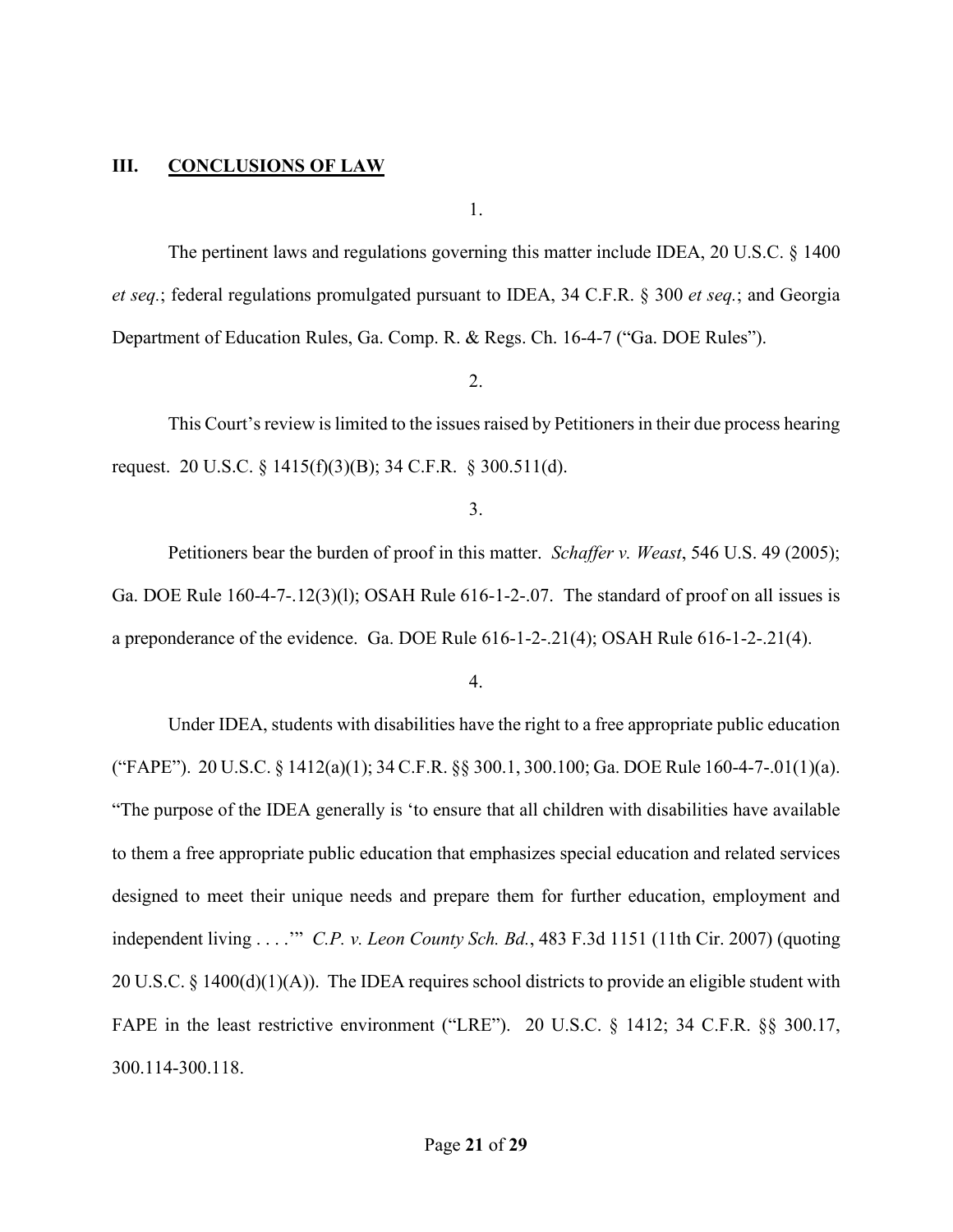## III. CONCLUSIONS OF LAW

1.

The pertinent laws and regulations governing this matter include IDEA, 20 U.S.C. § 1400 *et seq.*; federal regulations promulgated pursuant to IDEA, 34 C.F.R. § 300 *et seq.*; and Georgia Department of Education Rules, Ga. Comp. R. & Regs. Ch. 16-4-7 ("Ga. DOE Rules").

2.

This Court's review is limited to the issues raised by Petitioners in their due process hearing request. 20 U.S.C. § 1415(f)(3)(B); 34 C.F.R. § 300.511(d).

3.

Petitioners bear the burden of proof in this matter. *Schaffer v. Weast*, 546 U.S. 49 (2005); Ga. DOE Rule 160-4-7-.12(3)(l); OSAH Rule 616-1-2-.07. The standard of proof on all issues is a preponderance of the evidence. Ga. DOE Rule 616-1-2-.21(4); OSAH Rule 616-1-2-.21(4).

4.

Under IDEA, students with disabilities have the right to a free appropriate public education ("FAPE"). 20 U.S.C. § 1412(a)(1); 34 C.F.R. §§ 300.1, 300.100; Ga. DOE Rule 160-4-7-.01(1)(a). "The purpose of the IDEA generally is 'to ensure that all children with disabilities have available to them a free appropriate public education that emphasizes special education and related services designed to meet their unique needs and prepare them for further education, employment and independent living . . . .'" *C.P. v. Leon County Sch. Bd.*, 483 F.3d 1151 (11th Cir. 2007) (quoting 20 U.S.C. § 1400(d)(1)(A)). The IDEA requires school districts to provide an eligible student with FAPE in the least restrictive environment ("LRE"). 20 U.S.C. § 1412; 34 C.F.R. §§ 300.17, 300.114-300.118.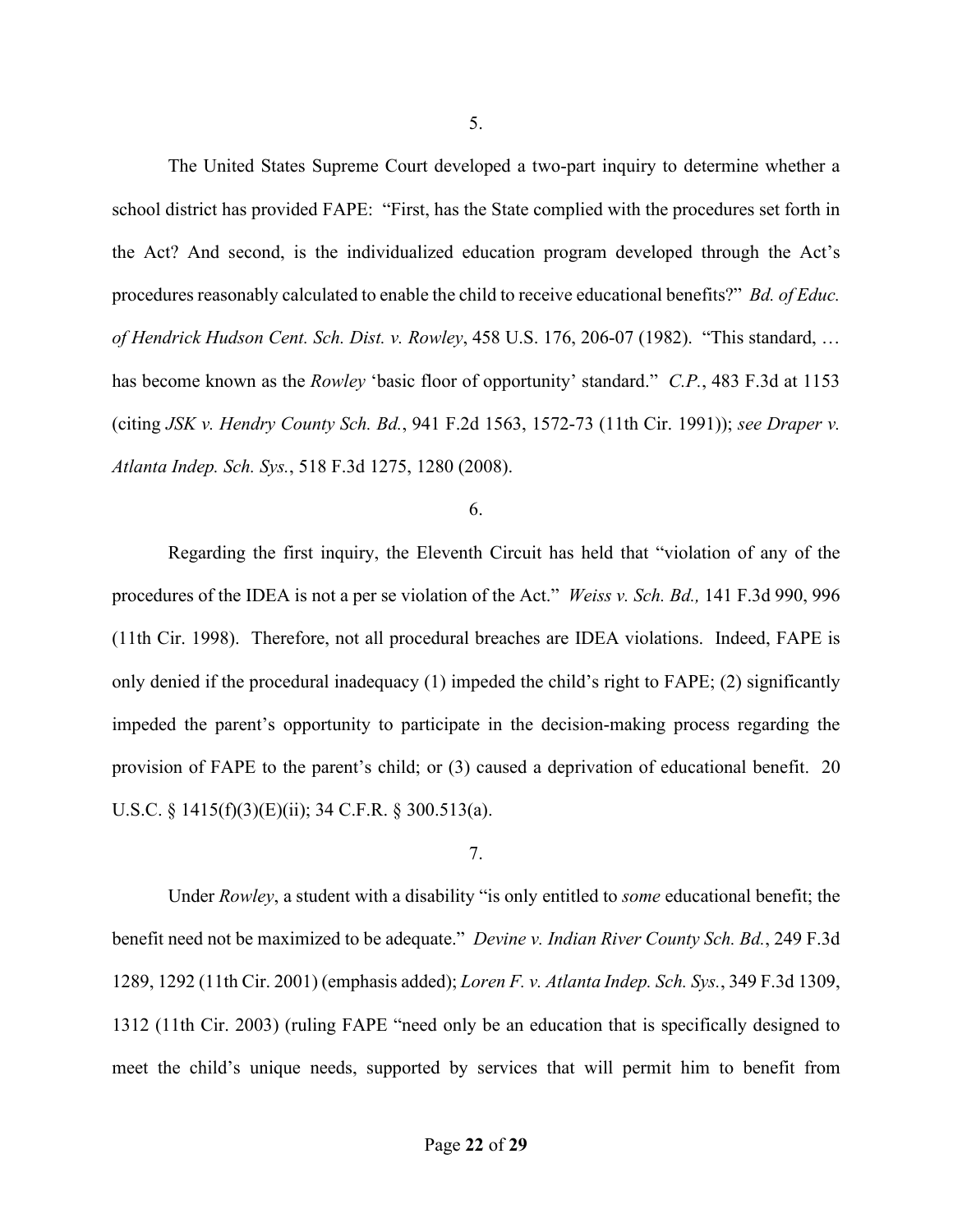5.

The United States Supreme Court developed a two-part inquiry to determine whether a school district has provided FAPE: "First, has the State complied with the procedures set forth in the Act? And second, is the individualized education program developed through the Act's procedures reasonably calculated to enable the child to receive educational benefits?" *Bd. of Educ. of Hendrick Hudson Cent. Sch. Dist. v. Rowley*, 458 U.S. 176, 206-07 (1982). "This standard, … has become known as the *Rowley* 'basic floor of opportunity' standard." *C.P.*, 483 F.3d at 1153 (citing *JSK v. Hendry County Sch. Bd.*, 941 F.2d 1563, 1572-73 (11th Cir. 1991)); *see Draper v. Atlanta Indep. Sch. Sys.*, 518 F.3d 1275, 1280 (2008).

6.

Regarding the first inquiry, the Eleventh Circuit has held that "violation of any of the procedures of the IDEA is not a per se violation of the Act." *Weiss v. Sch. Bd.,* 141 F.3d 990, 996 (11th Cir. 1998). Therefore, not all procedural breaches are IDEA violations. Indeed, FAPE is only denied if the procedural inadequacy (1) impeded the child's right to FAPE; (2) significantly impeded the parent's opportunity to participate in the decision-making process regarding the provision of FAPE to the parent's child; or (3) caused a deprivation of educational benefit. 20 U.S.C. § 1415(f)(3)(E)(ii); 34 C.F.R. § 300.513(a).

7.

Under *Rowley*, a student with a disability "is only entitled to *some* educational benefit; the benefit need not be maximized to be adequate." *Devine v. Indian River County Sch. Bd.*, 249 F.3d 1289, 1292 (11th Cir. 2001) (emphasis added); *Loren F. v. Atlanta Indep. Sch. Sys.*, 349 F.3d 1309, 1312 (11th Cir. 2003) (ruling FAPE "need only be an education that is specifically designed to meet the child's unique needs, supported by services that will permit him to benefit from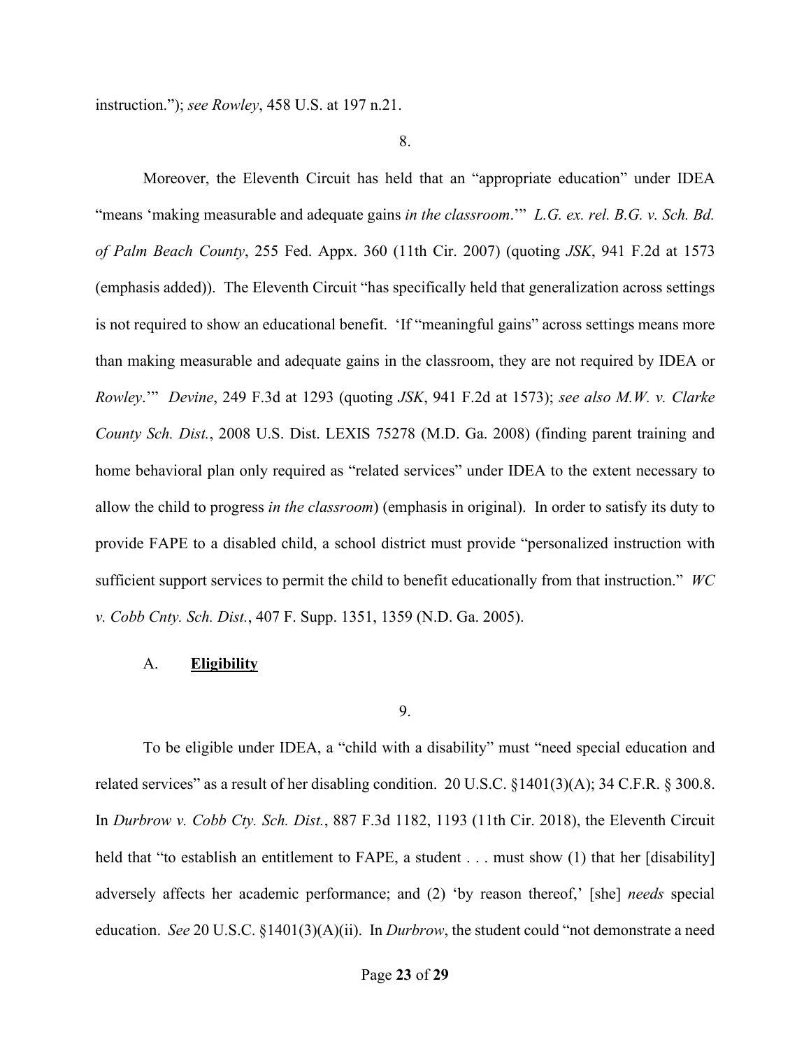instruction."); *see Rowley*, 458 U.S. at 197 n.21.

8.

Moreover, the Eleventh Circuit has held that an "appropriate education" under IDEA "means 'making measurable and adequate gains *in the classroom*.'" *L.G. ex. rel. B.G. v. Sch. Bd. of Palm Beach County*, 255 Fed. Appx. 360 (11th Cir. 2007) (quoting *JSK*, 941 F.2d at 1573 (emphasis added)). The Eleventh Circuit "has specifically held that generalization across settings is not required to show an educational benefit. 'If "meaningful gains" across settings means more than making measurable and adequate gains in the classroom, they are not required by IDEA or *Rowley*.'" *Devine*, 249 F.3d at 1293 (quoting *JSK*, 941 F.2d at 1573); *see also M.W. v. Clarke County Sch. Dist.*, 2008 U.S. Dist. LEXIS 75278 (M.D. Ga. 2008) (finding parent training and home behavioral plan only required as "related services" under IDEA to the extent necessary to allow the child to progress *in the classroom*) (emphasis in original). In order to satisfy its duty to provide FAPE to a disabled child, a school district must provide "personalized instruction with sufficient support services to permit the child to benefit educationally from that instruction." *WC v. Cobb Cnty. Sch. Dist.*, 407 F. Supp. 1351, 1359 (N.D. Ga. 2005).

A. **Eligibility**

9.

To be eligible under IDEA, a "child with a disability" must "need special education and related services" as a result of her disabling condition. 20 U.S.C. §1401(3)(A); 34 C.F.R. § 300.8. In *Durbrow v. Cobb Cty. Sch. Dist.*, 887 F.3d 1182, 1193 (11th Cir. 2018), the Eleventh Circuit held that "to establish an entitlement to FAPE, a student . . . must show (1) that her [disability] adversely affects her academic performance; and (2) 'by reason thereof,' [she] *needs* special education. *See* 20 U.S.C. §1401(3)(A)(ii). In *Durbrow*, the student could "not demonstrate a need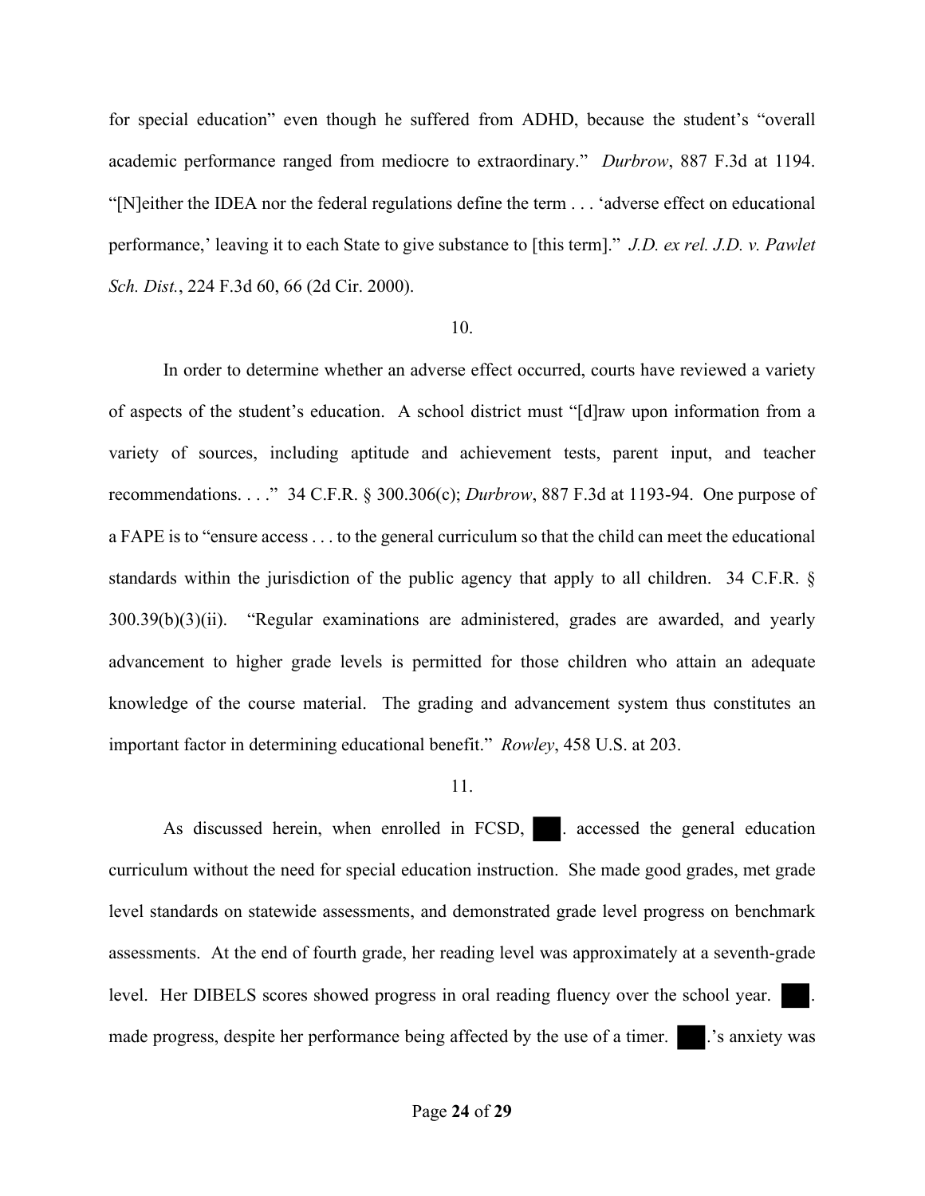for special education" even though he suffered from ADHD, because the student's "overall academic performance ranged from mediocre to extraordinary." *Durbrow*, 887 F.3d at 1194. "[N]either the IDEA nor the federal regulations define the term . . . 'adverse effect on educational performance,' leaving it to each State to give substance to [this term]." *J.D. ex rel. J.D. v. Pawlet Sch. Dist.*, 224 F.3d 60, 66 (2d Cir. 2000).

10.

In order to determine whether an adverse effect occurred, courts have reviewed a variety of aspects of the student's education. A school district must "[d]raw upon information from a variety of sources, including aptitude and achievement tests, parent input, and teacher recommendations. . . ." 34 C.F.R. § 300.306(c); *Durbrow*, 887 F.3d at 1193-94. One purpose of a FAPE is to "ensure access . . . to the general curriculum so that the child can meet the educational standards within the jurisdiction of the public agency that apply to all children. 34 C.F.R. § 300.39(b)(3)(ii). "Regular examinations are administered, grades are awarded, and yearly advancement to higher grade levels is permitted for those children who attain an adequate knowledge of the course material. The grading and advancement system thus constitutes an important factor in determining educational benefit." *Rowley*, 458 U.S. at 203.

11.

As discussed herein, when enrolled in FCSD, ███. accessed the general education curriculum without the need for special education instruction. She made good grades, met grade level standards on statewide assessments, and demonstrated grade level progress on benchmark assessments. At the end of fourth grade, her reading level was approximately at a seventh-grade level. Her DIBELS scores showed progress in oral reading fluency over the school year. ███. made progress, despite her performance being affected by the use of a timer. ███.'s anxiety was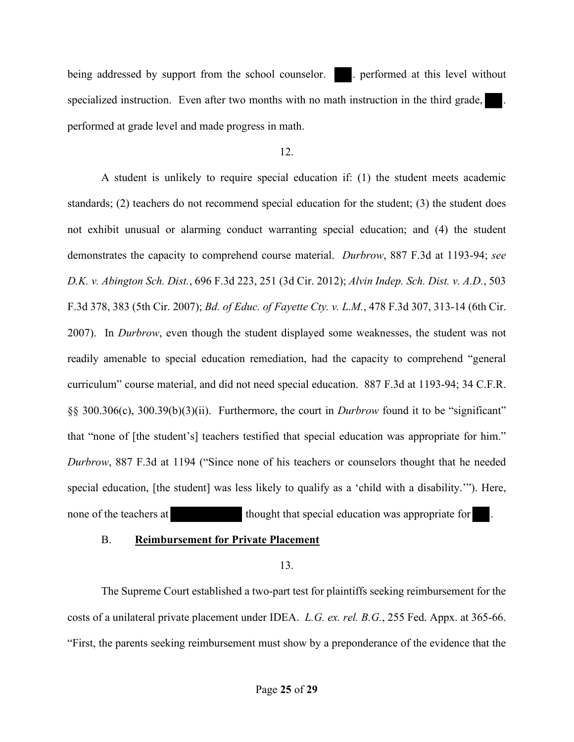being addressed by support from the school counselor. ███. performed at this level without specialized instruction. Even after two months with no math instruction in the third grade, ███. performed at grade level and made progress in math.

12.

A student is unlikely to require special education if: (1) the student meets academic standards; (2) teachers do not recommend special education for the student; (3) the student does not exhibit unusual or alarming conduct warranting special education; and (4) the student demonstrates the capacity to comprehend course material. *Durbrow*, 887 F.3d at 1193-94; *see D.K. v. Abington Sch. Dist.*, 696 F.3d 223, 251 (3d Cir. 2012); *Alvin Indep. Sch. Dist. v. A.D.*, 503 F.3d 378, 383 (5th Cir. 2007); *Bd. of Educ. of Fayette Cty. v. L.M.*, 478 F.3d 307, 313-14 (6th Cir. 2007). In *Durbrow*, even though the student displayed some weaknesses, the student was not readily amenable to special education remediation, had the capacity to comprehend "general curriculum" course material, and did not need special education. 887 F.3d at 1193-94; 34 C.F.R. §§ 300.306(c), 300.39(b)(3)(ii). Furthermore, the court in *Durbrow* found it to be "significant" that "none of [the student's] teachers testified that special education was appropriate for him." *Durbrow*, 887 F.3d at 1194 ("Since none of his teachers or counselors thought that he needed special education, [the student] was less likely to qualify as a 'child with a disability.'"). Here, none of the teachers at ██████████ thought that special education was appropriate for ███.

### B. **Reimbursement for Private Placement**

13.

The Supreme Court established a two-part test for plaintiffs seeking reimbursement for the costs of a unilateral private placement under IDEA. *L.G. ex. rel. B.G.*, 255 Fed. Appx. at 365-66. "First, the parents seeking reimbursement must show by a preponderance of the evidence that the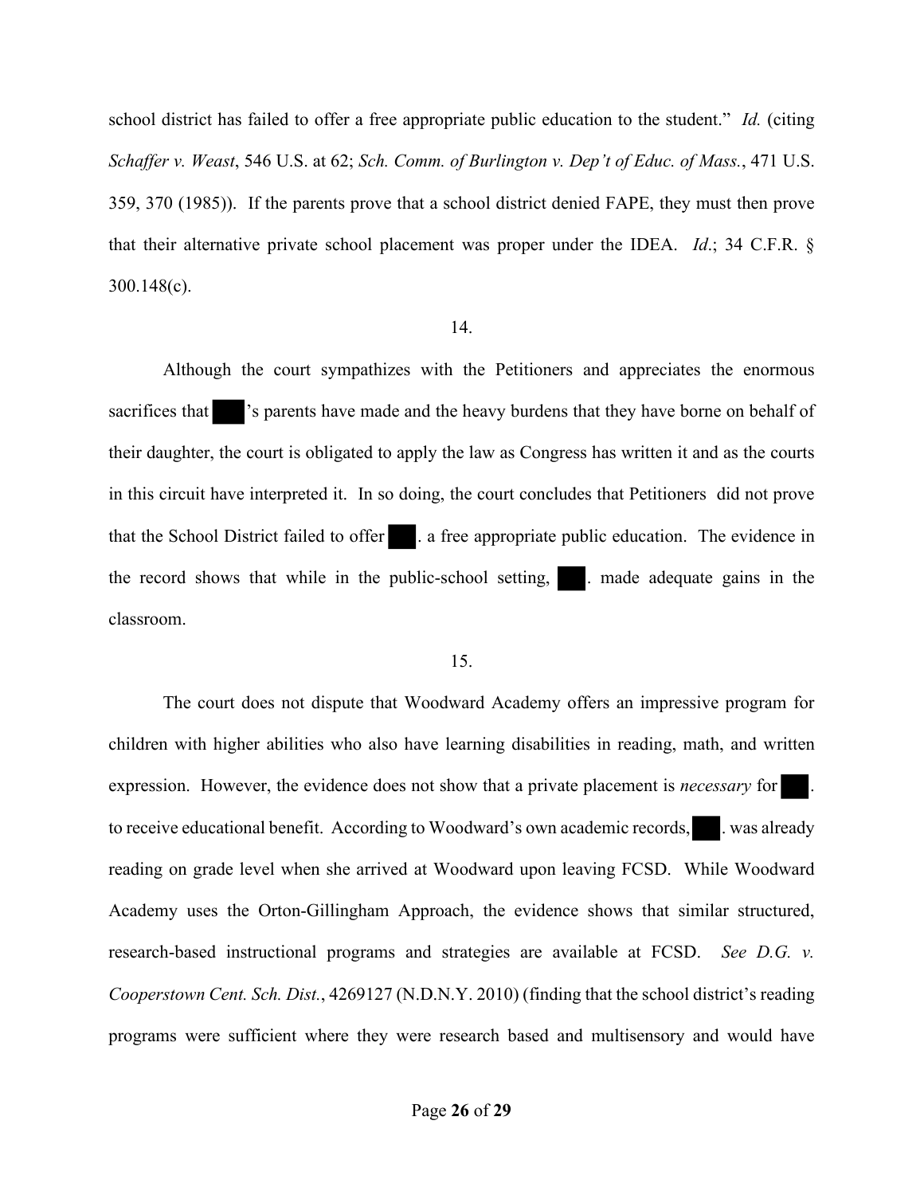school district has failed to offer a free appropriate public education to the student." *Id.* (citing *Schaffer v. Weast*, 546 U.S. at 62; *Sch. Comm. of Burlington v. Dep't of Educ. of Mass.*, 471 U.S. 359, 370 (1985)). If the parents prove that a school district denied FAPE, they must then prove that their alternative private school placement was proper under the IDEA. *Id*.; 34 C.F.R. § 300.148(c).

14.

Although the court sympathizes with the Petitioners and appreciates the enormous sacrifices that ███'s parents have made and the heavy burdens that they have borne on behalf of their daughter, the court is obligated to apply the law as Congress has written it and as the courts in this circuit have interpreted it. In so doing, the court concludes that Petitioners did not prove that the School District failed to offer ███. a free appropriate public education. The evidence in the record shows that while in the public-school setting, ███. made adequate gains in the classroom.

15.

The court does not dispute that Woodward Academy offers an impressive program for children with higher abilities who also have learning disabilities in reading, math, and written expression. However, the evidence does not show that a private placement is *necessary* for ███. to receive educational benefit. According to Woodward's own academic records, ███. was already reading on grade level when she arrived at Woodward upon leaving FCSD. While Woodward Academy uses the Orton-Gillingham Approach, the evidence shows that similar structured, research-based instructional programs and strategies are available at FCSD. *See D.G. v. Cooperstown Cent. Sch. Dist.*, 4269127 (N.D.N.Y. 2010) (finding that the school district's reading programs were sufficient where they were research based and multisensory and would have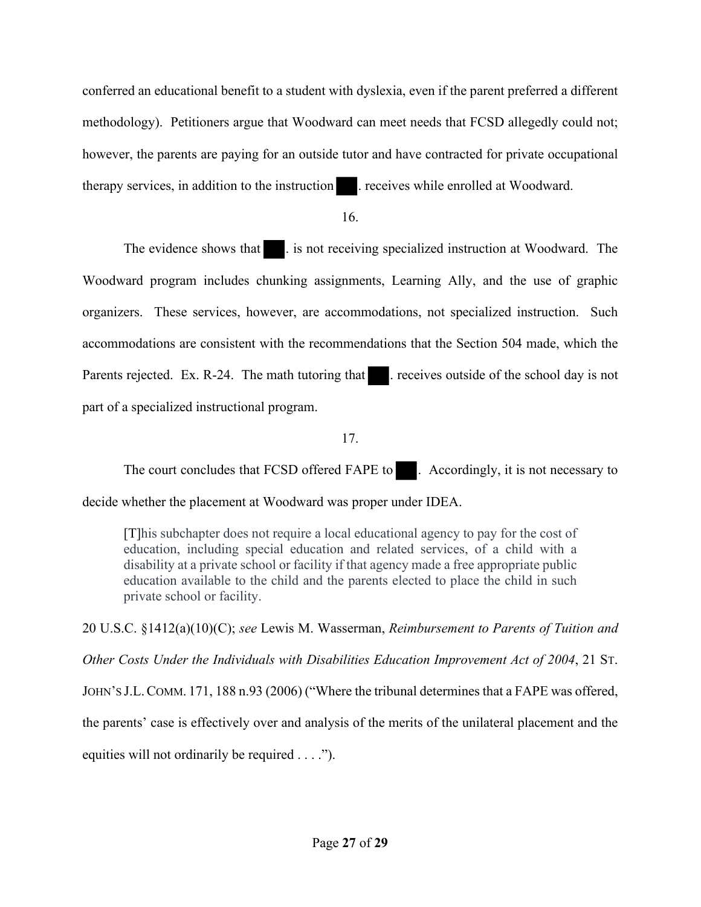conferred an educational benefit to a student with dyslexia, even if the parent preferred a different methodology). Petitioners argue that Woodward can meet needs that FCSD allegedly could not; however, the parents are paying for an outside tutor and have contracted for private occupational therapy services, in addition to the instruction ███. receives while enrolled at Woodward.

16.

The evidence shows that ███. is not receiving specialized instruction at Woodward. The Woodward program includes chunking assignments, Learning Ally, and the use of graphic organizers. These services, however, are accommodations, not specialized instruction. Such accommodations are consistent with the recommendations that the Section 504 made, which the Parents rejected. Ex. R-24. The math tutoring that ███. receives outside of the school day is not part of a specialized instructional program.

17.

The court concludes that FCSD offered FAPE to ███. Accordingly, it is not necessary to decide whether the placement at Woodward was proper under IDEA.

> [T]his subchapter does not require a local educational agency to pay for the cost of education, including special education and related services, of a child with a disability at a private school or facility if that agency made a free appropriate public education available to the child and the parents elected to place the child in such private school or facility.

20 U.S.C. §1412(a)(10)(C); *see* Lewis M. Wasserman, *Reimbursement to Parents of Tuition and Other Costs Under the Individuals with Disabilities Education Improvement Act of 2004*, 21 ST. JOHN'S J.L. COMM. 171, 188 n.93 (2006) ("Where the tribunal determines that a FAPE was offered, the parents' case is effectively over and analysis of the merits of the unilateral placement and the equities will not ordinarily be required . . . .").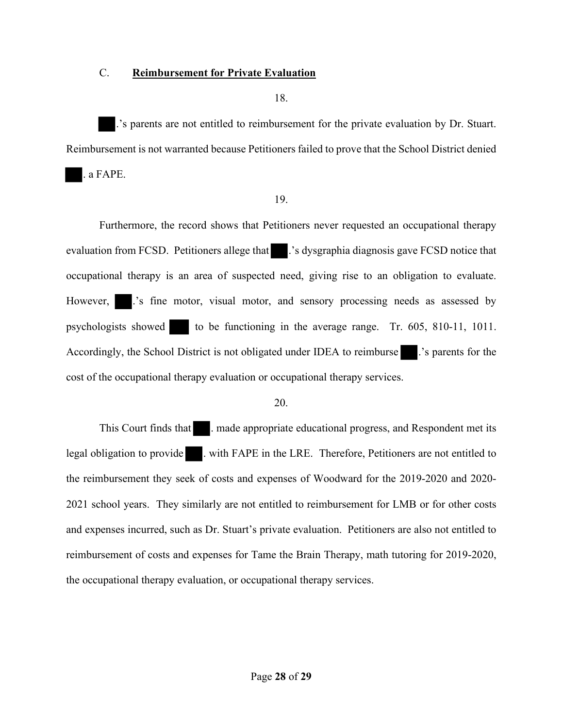C. **Return for Private Evaluation**

18.

█.'s parents are not entitled to reimbursement for the private evaluation by Dr. Stuart. Reimbursement is not warranted because Petitioners failed to prove that the School District denied █. a FAPE.

19.

Furthermore, the record shows that Petitioners never requested an occupational therapy evaluation from FCSD. Petitioners allege that █.'s dysgraphia diagnosis gave FCSD notice that occupational therapy is an area of suspected need, giving rise to an obligation to evaluate. However, █.'s fine motor, visual motor, and sensory processing needs as assessed by psychologists showed █ to be functioning in the average range. Tr. 605, 810-11, 1011. Accordingly, the School District is not obligated under IDEA to reimburse █.'s parents for the cost of the occupational therapy evaluation or occupational therapy services.

20.

This Court finds that █. made appropriate educational progress, and Respondent met its legal obligation to provide █. with FAPE in the LRE. Therefore, Petitioners are not entitled to the reimbursement they seek of costs and expenses of Woodward for the 2019-2020 and 2020-2021 school years. They similarly are not entitled to reimbursement for LMB or for other costs and expenses incurred, such as Dr. Stuart's private evaluation. Petitioners are also not entitled to reimbursement of costs and expenses for Tame the Brain Therapy, math tutoring for 2019-2020, the occupational therapy evaluation, or occupational therapy services.

C. **Reimbursement for Private Evaluation**

18.

█.'s parents are not entitled to reimbursement for the private evaluation by Dr. Stuart. Reimbursement is not warranted because Petitioners failed to prove that the School District denied █. a FAPE.

19.

Furthermore, the record shows that Petitioners never requested an occupational therapy evaluation from FCSD. Petitioners allege that █.'s dysgraphia diagnosis gave FCSD notice that occupational therapy is an area of suspected need, giving rise to an obligation to evaluate. However, █.'s fine motor, visual motor, and sensory processing needs as assessed by psychologists showed █ to be functioning in the average range. Tr. 605, 810-11, 1011. Accordingly, the School District is not obligated under IDEA to reimburse █.'s parents for the cost of the occupational therapy evaluation or occupational therapy services.

20.

This Court finds that █. made appropriate educational progress, and Respondent met its legal obligation to provide █. with FAPE in the LRE. Therefore, Petitioners are not entitled to the reimbursement they seek of costs and expenses of Woodward for the 2019-2020 and 2020-2021 school years. They similarly are not entitled to reimbursement for LMB or for other costs and expenses incurred, such as Dr. Stuart's private evaluation. Petitioners are also not entitled to reimbursement of costs and expenses for Tame the Brain Therapy, math tutoring for 2019-2020, the occupational therapy evaluation, or occupational therapy services.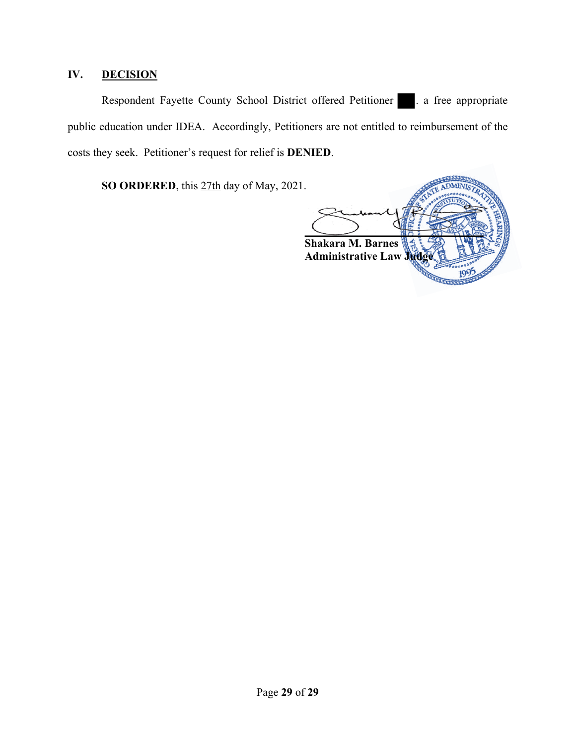## IV. DECISION

Respondent Fayette County School District offered Petitioner ██. a free appropriate public education under IDEA. Accordingly, Petitioners are not entitled to reimbursement of the costs they seek. Petitioner's request for relief is **DENIED**.

**SO ORDERED**, this 27th day of May, 2021.

**Shakara M. Barnes**
**Administrative Law Judge**